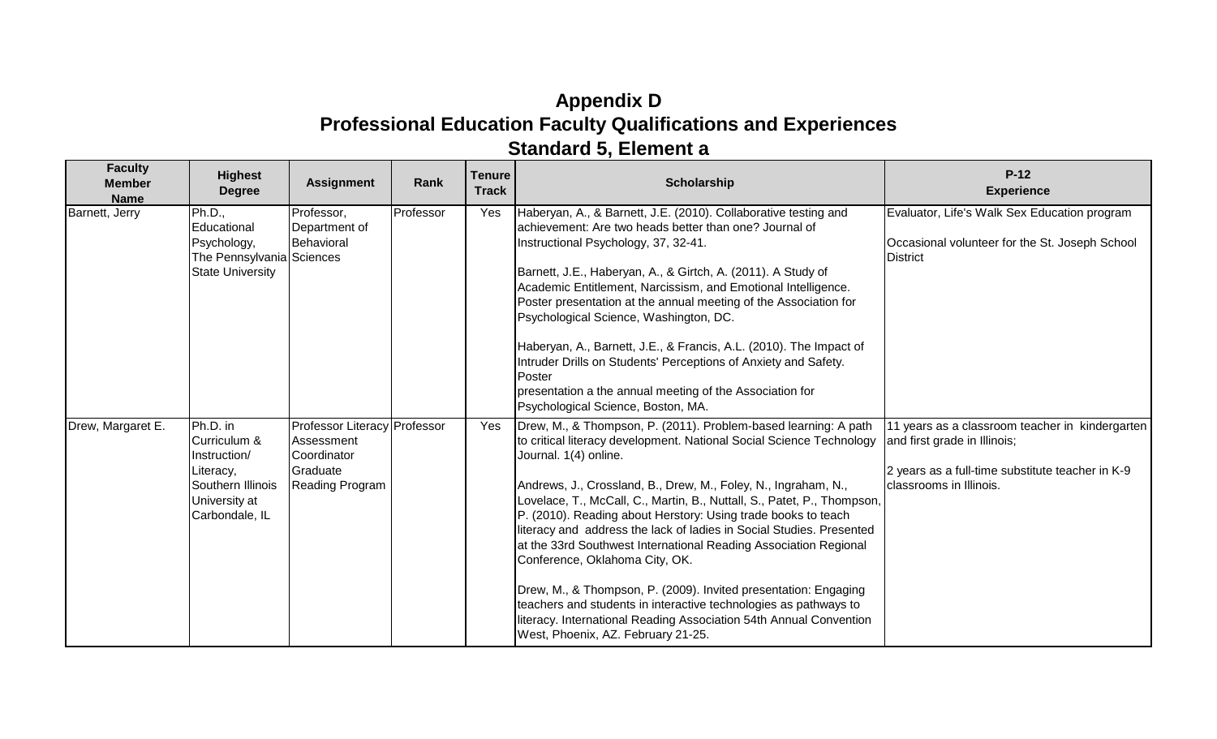# Appendix D
## Professional Education Faculty Qualifications and Experiences
### Standard 5, Element a

| Faculty Member Name | Highest Degree | Assignment | Rank | Tenure Track | Scholarship | P-12 Experience |
|---|---|---|---|---|---|---|
| Barnett, Jerry | Ph.D., Educational Psychology, The Pennsylvania State University | Professor, Department of Behavioral Sciences | Professor | Yes | Haberyan, A., & Barnett, J.E. (2010). Collaborative testing and achievement: Are two heads better than one? Journal of Instructional Psychology, 37, 32-41.<br><br>Barnett, J.E., Haberyan, A., & Girtch, A. (2011). A Study of Academic Entitlement, Narcissism, and Emotional Intelligence. Poster presentation at the annual meeting of the Association for Psychological Science, Washington, DC.<br><br>Haberyan, A., Barnett, J.E., & Francis, A.L. (2010). The Impact of Intruder Drills on Students' Perceptions of Anxiety and Safety. Poster presentation a the annual meeting of the Association for Psychological Science, Boston, MA. | Evaluator, Life's Walk Sex Education program<br><br>Occasional volunteer for the St. Joseph School District |
| Drew, Margaret E. | Ph.D. in Curriculum & Instruction/ Literacy, Southern Illinois University at Carbondale, IL | Professor Literacy Assessment Coordinator Graduate Reading Program | Professor | Yes | Drew, M., & Thompson, P. (2011). Problem-based learning: A path to critical literacy development. National Social Science Technology Journal. 1(4) online.<br><br>Andrews, J., Crossland, B., Drew, M., Foley, N., Ingraham, N., Lovelace, T., McCall, C., Martin, B., Nuttall, S., Patet, P., Thompson, P. (2010). Reading about Herstory: Using trade books to teach literacy and address the lack of ladies in Social Studies. Presented at the 33rd Southwest International Reading Association Regional Conference, Oklahoma City, OK.<br><br>Drew, M., & Thompson, P. (2009). Invited presentation: Engaging teachers and students in interactive technologies as pathways to literacy. International Reading Association 54th Annual Convention West, Phoenix, AZ. February 21-25. | 11 years as a classroom teacher in kindergarten and first grade in Illinois;<br><br>2 years as a full-time substitute teacher in K-9 classrooms in Illinois. |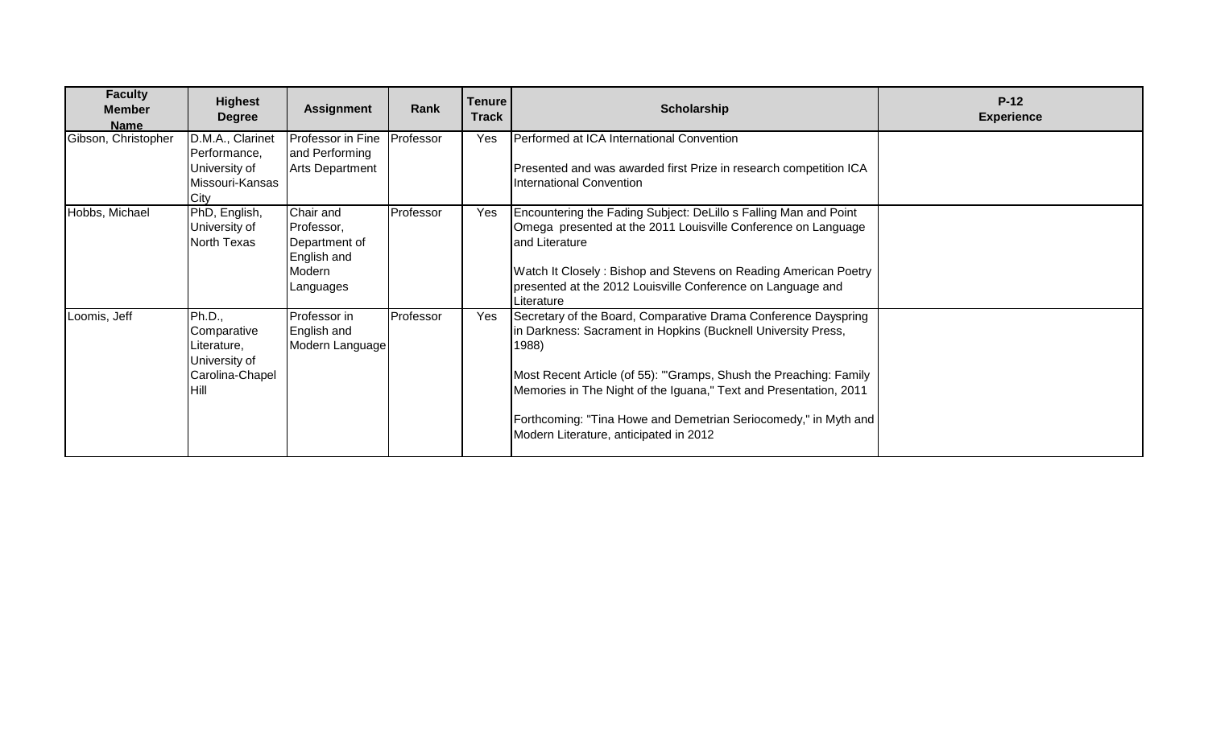| Faculty Member Name | Highest Degree | Assignment | Rank | Tenure Track | Scholarship | P-12 Experience |
|---|---|---|---|---|---|---|
| Gibson, Christopher | D.M.A., Clarinet Performance, University of Missouri-Kansas City | Professor in Fine and Performing Arts Department | Professor | Yes | Performed at ICA International Convention<br><br>Presented and was awarded first Prize in research competition ICA International Convention | |
| Hobbs, Michael | PhD, English, University of North Texas | Chair and Professor, Department of English and Modern Languages | Professor | Yes | Encountering the Fading Subject: DeLillo s Falling Man and Point Omega presented at the 2011 Louisville Conference on Language and Literature<br><br>Watch It Closely : Bishop and Stevens on Reading American Poetry presented at the 2012 Louisville Conference on Language and Literature | |
| Loomis, Jeff | Ph.D., Comparative Literature, University of Carolina-Chapel Hill | Professor in English and Modern Language | Professor | Yes | Secretary of the Board, Comparative Drama Conference Dayspring in Darkness: Sacrament in Hopkins (Bucknell University Press, 1988)<br><br>Most Recent Article (of 55): "'Gramps, Shush the Preaching: Family Memories in The Night of the Iguana," Text and Presentation, 2011<br><br>Forthcoming: "Tina Howe and Demetrian Seriocomedy," in Myth and Modern Literature, anticipated in 2012 | |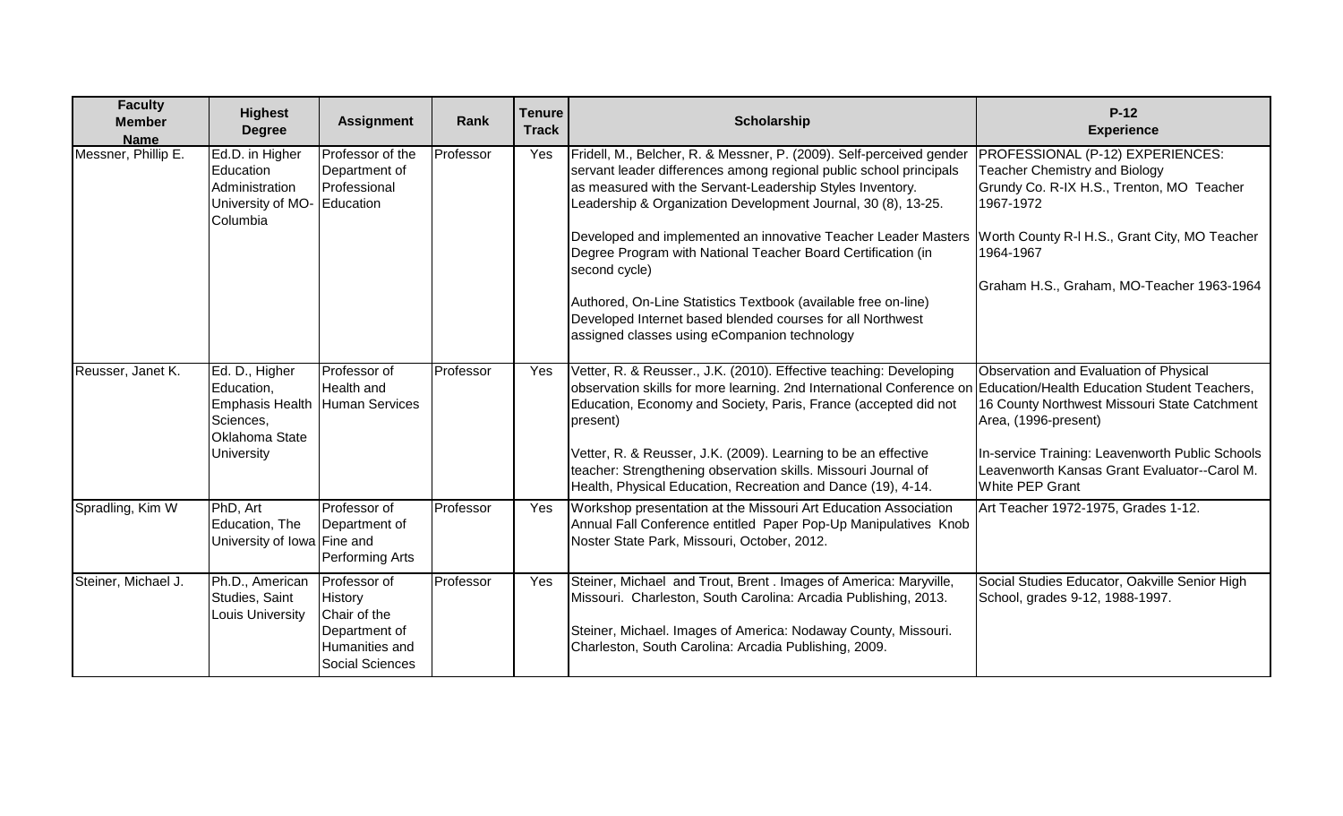| Faculty Member Name | Highest Degree | Assignment | Rank | Tenure Track | Scholarship | P-12 Experience |
|---|---|---|---|---|---|---|
| Messner, Phillip E. | Ed.D. in Higher Education Administration University of MO-Columbia | Professor of the Department of Professional Education | Professor | Yes | Fridell, M., Belcher, R. & Messner, P. (2009). Self-perceived gender servant leader differences among regional public school principals as measured with the Servant-Leadership Styles Inventory. Leadership & Organization Development Journal, 30 (8), 13-25.<br><br>Developed and implemented an innovative Teacher Leader Masters Degree Program with National Teacher Board Certification (in second cycle)<br><br>Authored, On-Line Statistics Textbook (available free on-line) Developed Internet based blended courses for all Northwest assigned classes using eCompanion technology | PROFESSIONAL (P-12) EXPERIENCES: Teacher Chemistry and Biology Grundy Co. R-IX H.S., Trenton, MO Teacher 1967-1972<br><br>Worth County R-I H.S., Grant City, MO Teacher 1964-1967<br><br>Graham H.S., Graham, MO-Teacher 1963-1964 |
| Reusser, Janet K. | Ed. D., Higher Education, Emphasis Health Sciences, Oklahoma State University | Professor of Health and Human Services | Professor | Yes | Vetter, R. & Reusser., J.K. (2010). Effective teaching: Developing observation skills for more learning. 2nd International Conference on Education, Economy and Society, Paris, France (accepted did not present)<br><br>Vetter, R. & Reusser, J.K. (2009). Learning to be an effective teacher: Strengthening observation skills. Missouri Journal of Health, Physical Education, Recreation and Dance (19), 4-14. | Observation and Evaluation of Physical Education/Health Education Student Teachers, 16 County Northwest Missouri State Catchment Area, (1996-present)<br><br>In-service Training: Leavenworth Public Schools Leavenworth Kansas Grant Evaluator--Carol M. White PEP Grant |
| Spradling, Kim W | PhD, Art Education, The University of Iowa | Professor of Department of Fine and Performing Arts | Professor | Yes | Workshop presentation at the Missouri Art Education Association Annual Fall Conference entitled Paper Pop-Up Manipulatives Knob Noster State Park, Missouri, October, 2012. | Art Teacher 1972-1975, Grades 1-12. |
| Steiner, Michael J. | Ph.D., American Studies, Saint Louis University | Professor of History Chair of the Department of Humanities and Social Sciences | Professor | Yes | Steiner, Michael and Trout, Brent . Images of America: Maryville, Missouri. Charleston, South Carolina: Arcadia Publishing, 2013.<br><br>Steiner, Michael. Images of America: Nodaway County, Missouri. Charleston, South Carolina: Arcadia Publishing, 2009. | Social Studies Educator, Oakville Senior High School, grades 9-12, 1988-1997. |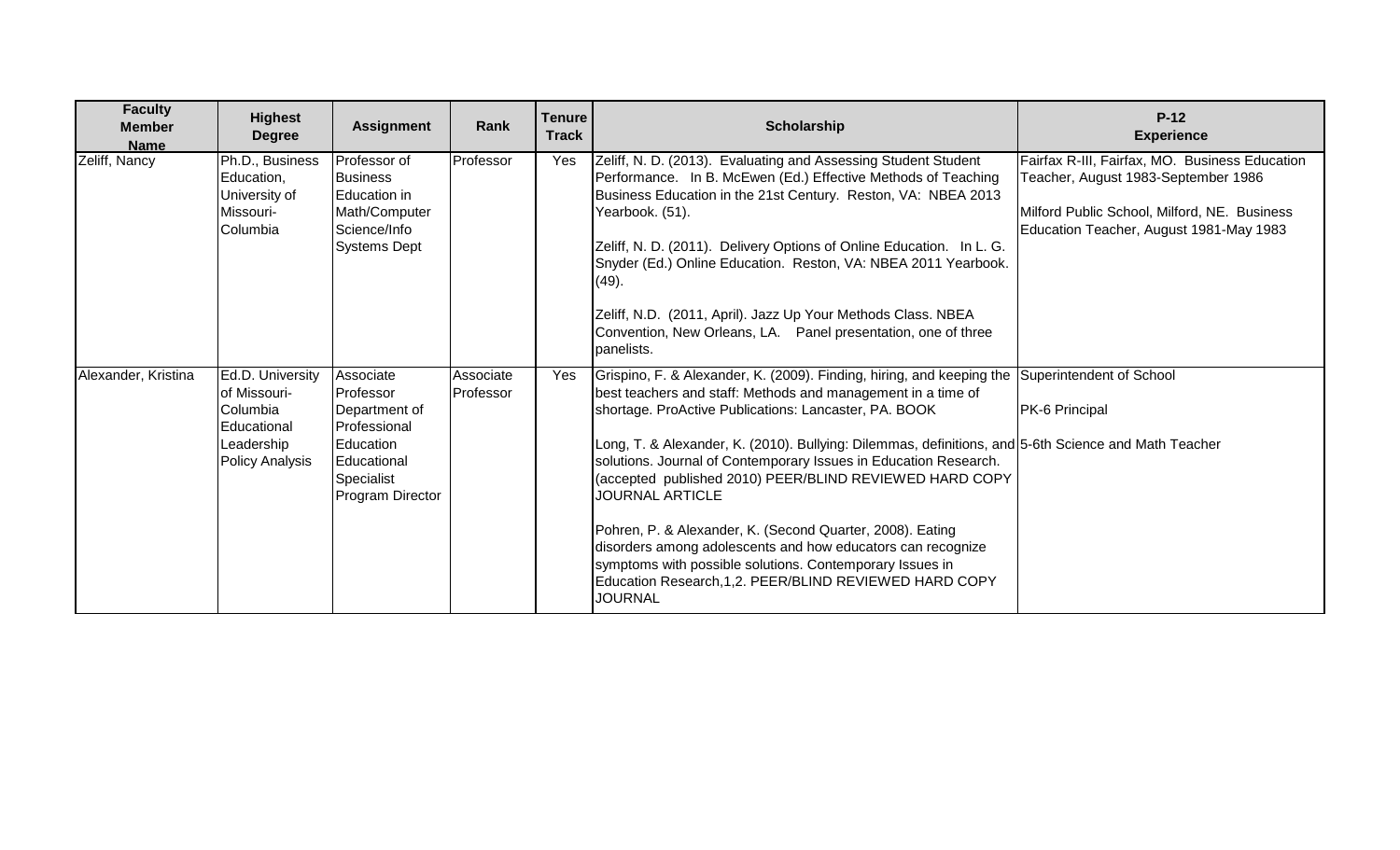| Faculty Member Name | Highest Degree | Assignment | Rank | Tenure Track | Scholarship | P-12 Experience |
|---|---|---|---|---|---|---|
| Zeliff, Nancy | Ph.D., Business Education, University of Missouri-Columbia | Professor of Business Education in Math/Computer Science/Info Systems Dept | Professor | Yes | Zeliff, N. D. (2013). Evaluating and Assessing Student Student Performance. In B. McEwen (Ed.) Effective Methods of Teaching Business Education in the 21st Century. Reston, VA: NBEA 2013 Yearbook. (51).<br><br>Zeliff, N. D. (2011). Delivery Options of Online Education. In L. G. Snyder (Ed.) Online Education. Reston, VA: NBEA 2011 Yearbook. (49).<br><br>Zeliff, N.D. (2011, April). Jazz Up Your Methods Class. NBEA Convention, New Orleans, LA. Panel presentation, one of three panelists. | Fairfax R-III, Fairfax, MO. Business Education Teacher, August 1983-September 1986<br><br>Milford Public School, Milford, NE. Business Education Teacher, August 1981-May 1983 |
| Alexander, Kristina | Ed.D. University of Missouri-Columbia Educational Leadership Policy Analysis | Associate Professor Department of Professional Education Educational Specialist Program Director | Associate Professor | Yes | Grispino, F. & Alexander, K. (2009). Finding, hiring, and keeping the best teachers and staff: Methods and management in a time of shortage. ProActive Publications: Lancaster, PA. BOOK<br><br>Long, T. & Alexander, K. (2010). Bullying: Dilemmas, definitions, and solutions. Journal of Contemporary Issues in Education Research. (accepted published 2010) PEER/BLIND REVIEWED HARD COPY JOURNAL ARTICLE<br><br>Pohren, P. & Alexander, K. (Second Quarter, 2008). Eating disorders among adolescents and how educators can recognize symptoms with possible solutions. Contemporary Issues in Education Research,1,2. PEER/BLIND REVIEWED HARD COPY JOURNAL | Superintendent of School<br><br>PK-6 Principal<br><br>5-6th Science and Math Teacher |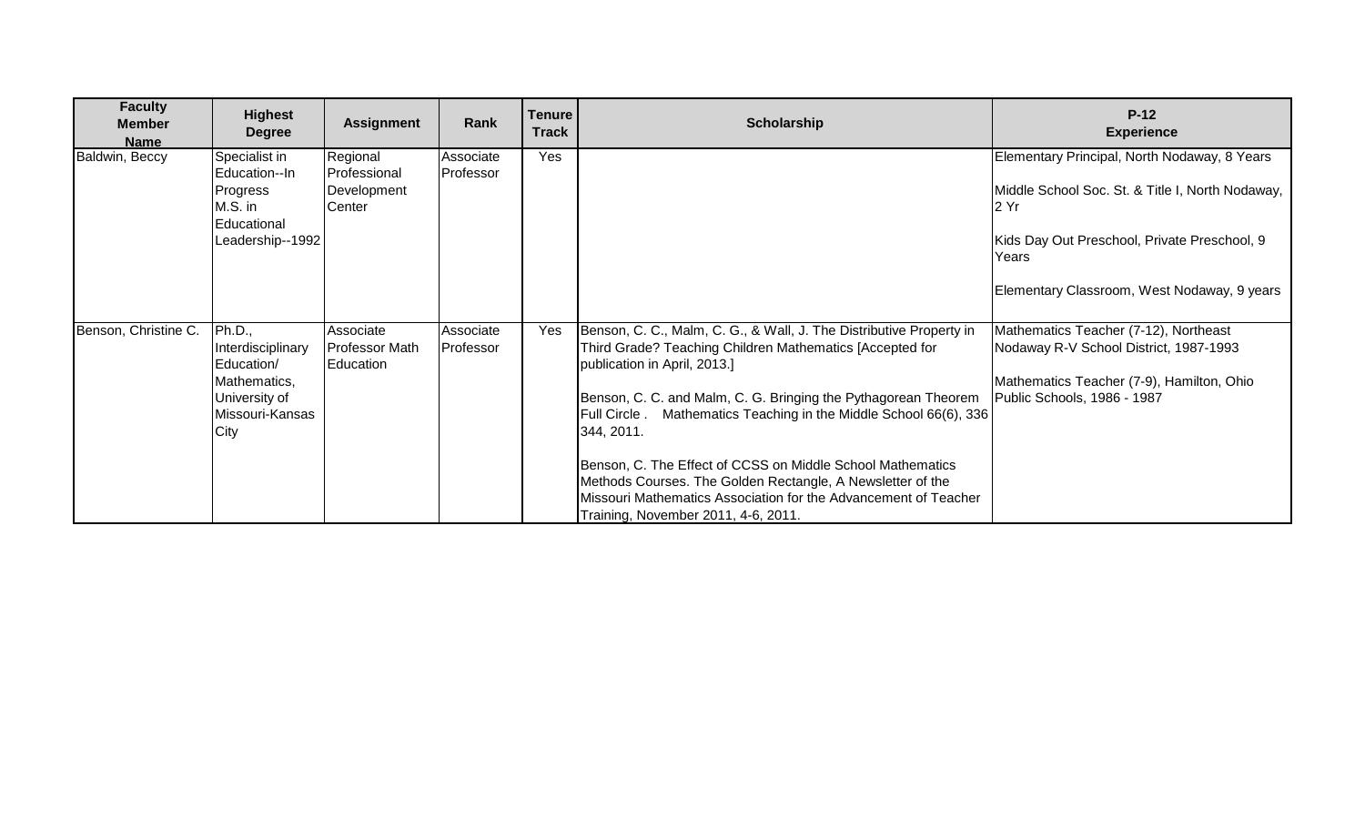| Faculty Member Name | Highest Degree | Assignment | Rank | Tenure Track | Scholarship | P-12 Experience |
|---|---|---|---|---|---|---|
| Baldwin, Beccy | Specialist in Education--In Progress<br>M.S. in Educational Leadership--1992 | Regional Professional Development Center | Associate Professor | Yes | | Elementary Principal, North Nodaway, 8 Years<br><br>Middle School Soc. St. & Title I, North Nodaway, 2 Yr<br><br>Kids Day Out Preschool, Private Preschool, 9 Years<br><br>Elementary Classroom, West Nodaway, 9 years |
| Benson, Christine C. | Ph.D., Interdisciplinary Education/ Mathematics, University of Missouri-Kansas City | Associate Professor Math Education | Associate Professor | Yes | Benson, C. C., Malm, C. G., & Wall, J. The Distributive Property in Third Grade? Teaching Children Mathematics [Accepted for publication in April, 2013.]<br><br>Benson, C. C. and Malm, C. G. Bringing the Pythagorean Theorem Full Circle . Mathematics Teaching in the Middle School 66(6), 336 344, 2011.<br><br>Benson, C. The Effect of CCSS on Middle School Mathematics Methods Courses. The Golden Rectangle, A Newsletter of the Missouri Mathematics Association for the Advancement of Teacher Training, November 2011, 4-6, 2011. | Mathematics Teacher (7-12), Northeast Nodaway R-V School District, 1987-1993<br><br>Mathematics Teacher (7-9), Hamilton, Ohio Public Schools, 1986 - 1987 |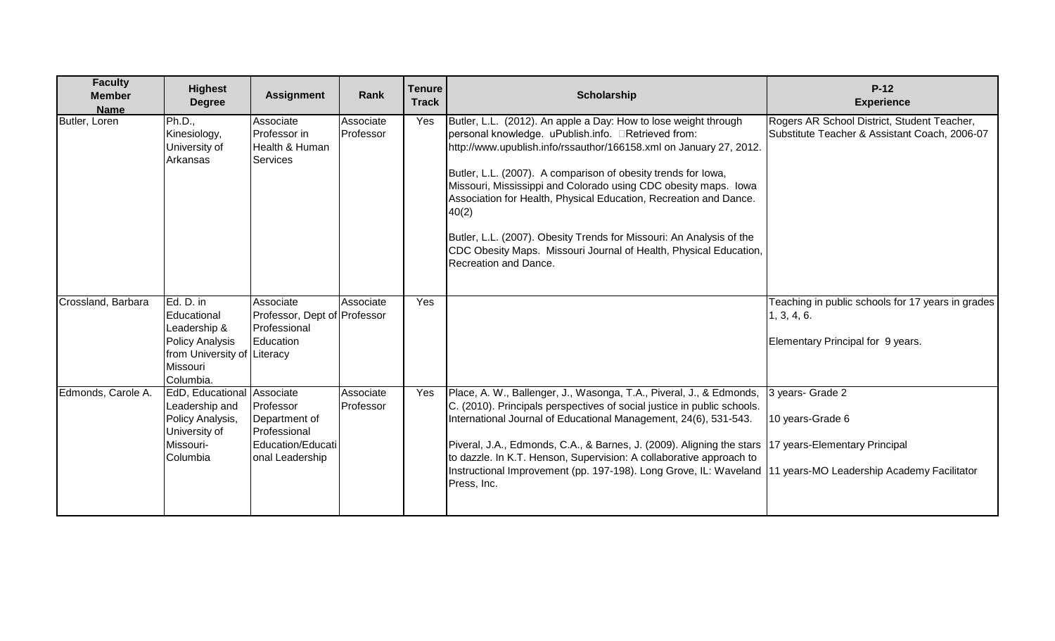| Faculty Member Name | Highest Degree | Assignment | Rank | Tenure Track | Scholarship | P-12 Experience |
|---|---|---|---|---|---|---|
| Butler, Loren | Ph.D., Kinesiology, University of Arkansas | Associate Professor in Health & Human Services | Associate Professor | Yes | Butler, L.L. (2012). An apple a Day: How to lose weight through personal knowledge. uPublish.info. Retrieved from: http://www.upublish.info/rssauthor/166158.xml on January 27, 2012.<br><br>Butler, L.L. (2007). A comparison of obesity trends for Iowa, Missouri, Mississippi and Colorado using CDC obesity maps. Iowa Association for Health, Physical Education, Recreation and Dance. 40(2)<br><br>Butler, L.L. (2007). Obesity Trends for Missouri: An Analysis of the CDC Obesity Maps. Missouri Journal of Health, Physical Education, Recreation and Dance. | Rogers AR School District, Student Teacher, Substitute Teacher & Assistant Coach, 2006-07 |
| Crossland, Barbara | Ed. D. in Educational Leadership & Policy Analysis from University of Missouri Columbia. | Associate Professor, Dept of Professional Education Literacy | Associate Professor | Yes | | Teaching in public schools for 17 years in grades 1, 3, 4, 6.<br><br>Elementary Principal for 9 years. |
| Edmonds, Carole A. | EdD, Educational Leadership and Policy Analysis, University of Missouri-Columbia | Associate Professor Department of Professional Education/Educational Leadership | Associate Professor | Yes | Place, A. W., Ballenger, J., Wasonga, T.A., Piveral, J., & Edmonds, C. (2010). Principals perspectives of social justice in public schools. International Journal of Educational Management, 24(6), 531-543.<br><br>Piveral, J.A., Edmonds, C.A., & Barnes, J. (2009). Aligning the stars to dazzle. In K.T. Henson, Supervision: A collaborative approach to Instructional Improvement (pp. 197-198). Long Grove, IL: Waveland Press, Inc. | 3 years- Grade 2<br><br>10 years-Grade 6<br><br>17 years-Elementary Principal<br><br>11 years-MO Leadership Academy Facilitator |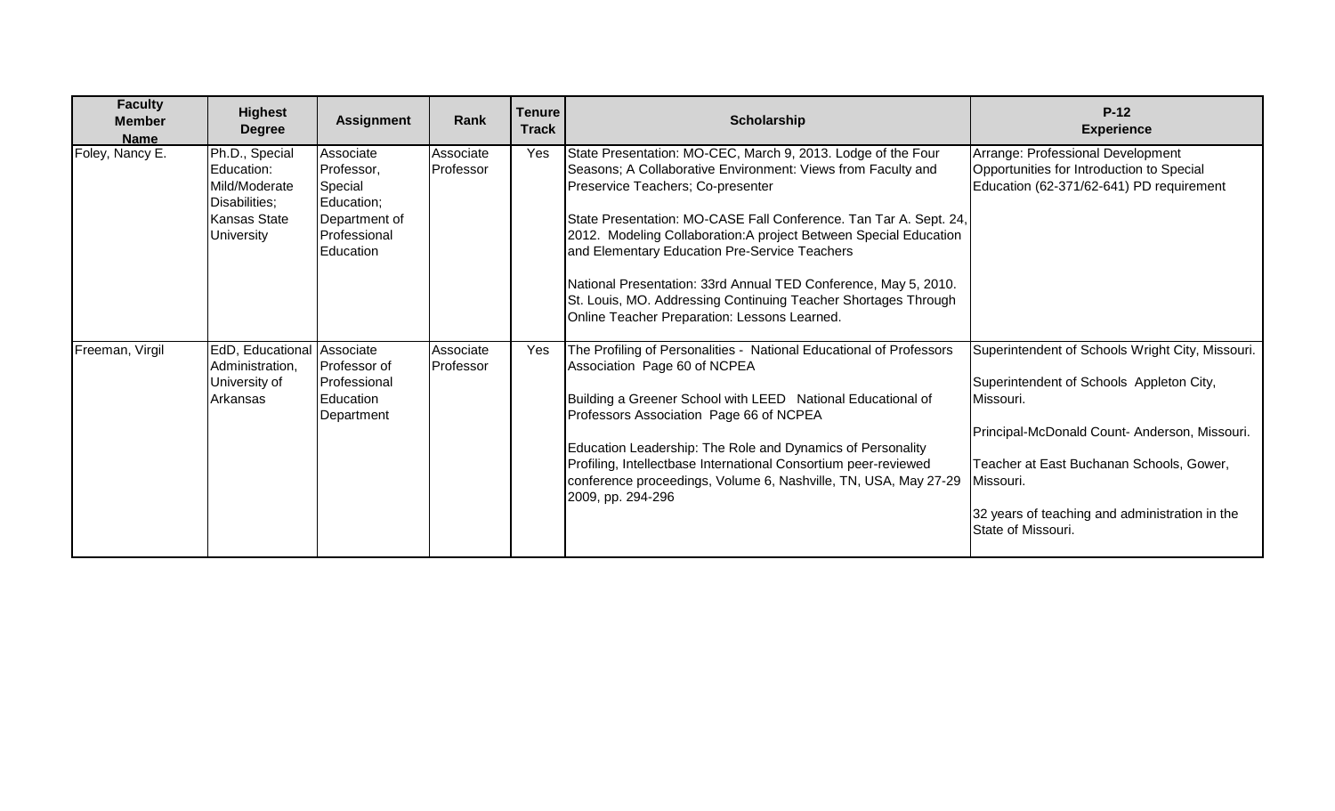| Faculty Member Name | Highest Degree | Assignment | Rank | Tenure Track | Scholarship | P-12 Experience |
|---|---|---|---|---|---|---|
| Foley, Nancy E. | Ph.D., Special Education: Mild/Moderate Disabilities; Kansas State University | Associate Professor, Special Education; Department of Professional Education | Associate Professor | Yes | State Presentation: MO-CEC, March 9, 2013. Lodge of the Four Seasons; A Collaborative Environment: Views from Faculty and Preservice Teachers; Co-presenter<br><br>State Presentation: MO-CASE Fall Conference. Tan Tar A. Sept. 24, 2012. Modeling Collaboration:A project Between Special Education and Elementary Education Pre-Service Teachers<br><br>National Presentation: 33rd Annual TED Conference, May 5, 2010. St. Louis, MO. Addressing Continuing Teacher Shortages Through Online Teacher Preparation: Lessons Learned. | Arrange: Professional Development Opportunities for Introduction to Special Education (62-371/62-641) PD requirement |
| Freeman, Virgil | EdD, Educational Administration, University of Arkansas | Associate Professor of Professional Education Department | Associate Professor | Yes | The Profiling of Personalities - National Educational of Professors Association Page 60 of NCPEA<br><br>Building a Greener School with LEED National Educational of Professors Association Page 66 of NCPEA<br><br>Education Leadership: The Role and Dynamics of Personality Profiling, Intellectbase International Consortium peer-reviewed conference proceedings, Volume 6, Nashville, TN, USA, May 27-29 2009, pp. 294-296 | Superintendent of Schools Wright City, Missouri.<br><br>Superintendent of Schools Appleton City, Missouri.<br><br>Principal-McDonald Count- Anderson, Missouri.<br><br>Teacher at East Buchanan Schools, Gower, Missouri.<br><br>32 years of teaching and administration in the State of Missouri. |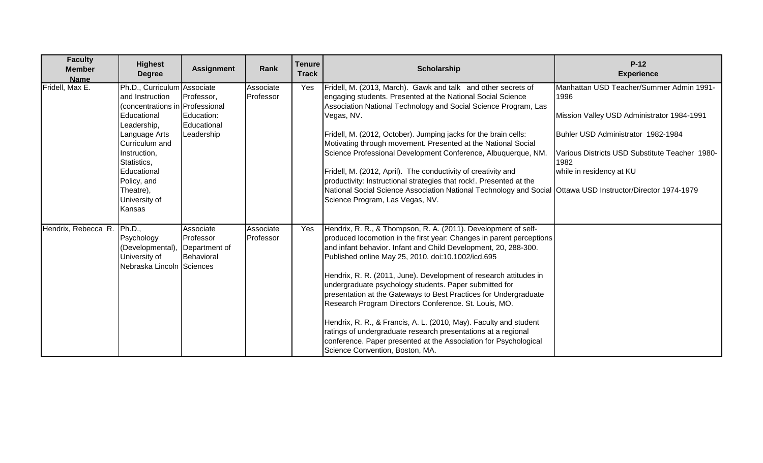| Faculty Member Name | Highest Degree | Assignment | Rank | Tenure Track | Scholarship | P-12 Experience |
|---|---|---|---|---|---|---|
| Fridell, Max E. | Ph.D., Curriculum and Instruction (concentrations in Educational Leadership, Language Arts Curriculum and Instruction, Statistics, Educational Policy, and Theatre), University of Kansas | Associate Professor, Professional Education: Educational Leadership | Associate Professor | Yes | Fridell, M. (2013, March). Gawk and talk and other secrets of engaging students. Presented at the National Social Science Association National Technology and Social Science Program, Las Vegas, NV.<br><br>Fridell, M. (2012, October). Jumping jacks for the brain cells: Motivating through movement. Presented at the National Social Science Professional Development Conference, Albuquerque, NM.<br><br>Fridell, M. (2012, April). The conductivity of creativity and productivity: Instructional strategies that rock!. Presented at the National Social Science Association National Technology and Social Science Program, Las Vegas, NV. | Manhattan USD Teacher/Summer Admin 1991-1996<br><br>Mission Valley USD Administrator 1984-1991<br><br>Buhler USD Administrator 1982-1984<br><br>Various Districts USD Substitute Teacher 1980-1982 while in residency at KU<br><br>Ottawa USD Instructor/Director 1974-1979 |
| Hendrix, Rebecca R. | Ph.D., Psychology (Developmental), University of Nebraska Lincoln | Associate Professor Department of Behavioral Sciences | Associate Professor | Yes | Hendrix, R. R., & Thompson, R. A. (2011). Development of self-produced locomotion in the first year: Changes in parent perceptions and infant behavior. Infant and Child Development, 20, 288-300. Published online May 25, 2010. doi:10.1002/icd.695<br><br>Hendrix, R. R. (2011, June). Development of research attitudes in undergraduate psychology students. Paper submitted for presentation at the Gateways to Best Practices for Undergraduate Research Program Directors Conference. St. Louis, MO.<br><br>Hendrix, R. R., & Francis, A. L. (2010, May). Faculty and student ratings of undergraduate research presentations at a regional conference. Paper presented at the Association for Psychological Science Convention, Boston, MA. | |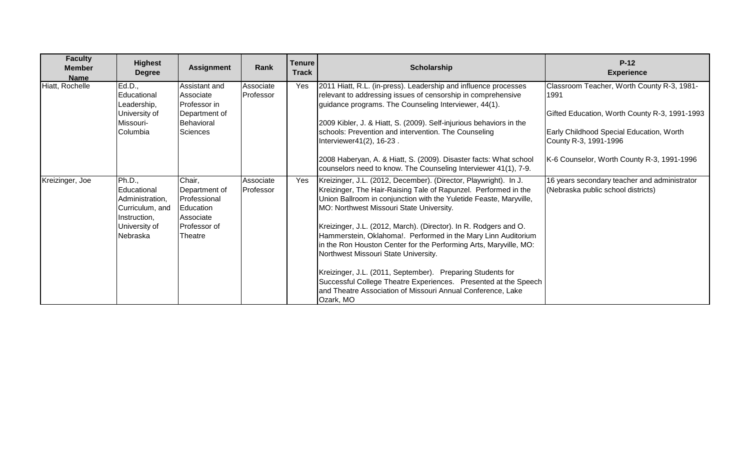| Faculty Member Name | Highest Degree | Assignment | Rank | Tenure Track | Scholarship | P-12 Experience |
|---|---|---|---|---|---|---|
| Hiatt, Rochelle | Ed.D., Educational Leadership, University of Missouri-Columbia | Assistant and Associate Professor in Department of Behavioral Sciences | Associate Professor | Yes | 2011 Hiatt, R.L. (in-press). Leadership and influence processes relevant to addressing issues of censorship in comprehensive guidance programs. The Counseling Interviewer, 44(1).<br><br>2009 Kibler, J. & Hiatt, S. (2009). Self-injurious behaviors in the schools: Prevention and intervention. The Counseling Interviewer41(2), 16-23 .<br><br>2008 Haberyan, A. & Hiatt, S. (2009). Disaster facts: What school counselors need to know. The Counseling Interviewer 41(1), 7-9. | Classroom Teacher, Worth County R-3, 1981-1991<br><br>Gifted Education, Worth County R-3, 1991-1993<br><br>Early Childhood Special Education, Worth County R-3, 1991-1996<br><br>K-6 Counselor, Worth County R-3, 1991-1996 |
| Kreizinger, Joe | Ph.D., Educational Administration, Curriculum, and Instruction, University of Nebraska | Chair, Department of Professional Education Associate Professor of Theatre | Associate Professor | Yes | Kreizinger, J.L. (2012, December). (Director, Playwright). In J. Kreizinger, The Hair-Raising Tale of Rapunzel. Performed in the Union Ballroom in conjunction with the Yuletide Feaste, Maryville, MO: Northwest Missouri State University.<br><br>Kreizinger, J.L. (2012, March). (Director). In R. Rodgers and O. Hammerstein, Oklahoma!. Performed in the Mary Linn Auditorium in the Ron Houston Center for the Performing Arts, Maryville, MO: Northwest Missouri State University.<br><br>Kreizinger, J.L. (2011, September). Preparing Students for Successful College Theatre Experiences. Presented at the Speech and Theatre Association of Missouri Annual Conference, Lake Ozark, MO | 16 years secondary teacher and administrator (Nebraska public school districts) |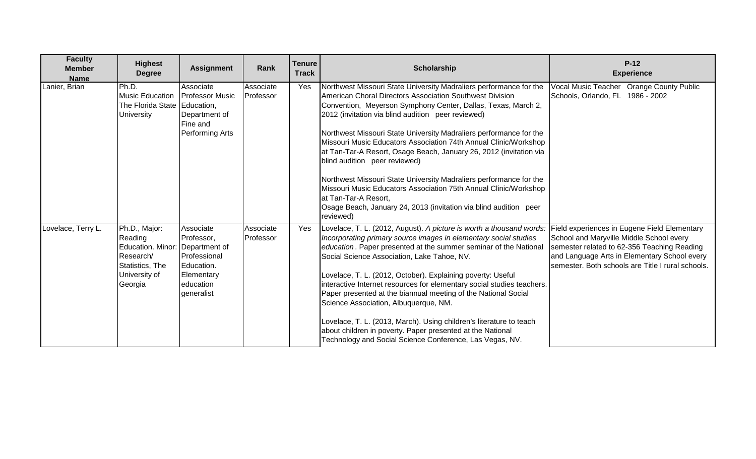| Faculty Member Name | Highest Degree | Assignment | Rank | Tenure Track | Scholarship | P-12 Experience |
|---|---|---|---|---|---|---|
| Lanier, Brian | Ph.D. Music Education The Florida State University | Associate Professor Music Education, Department of Fine and Performing Arts | Associate Professor | Yes | Northwest Missouri State University Madraliers performance for the American Choral Directors Association Southwest Division Convention, Meyerson Symphony Center, Dallas, Texas, March 2, 2012 (invitation via blind audition peer reviewed)<br><br>Northwest Missouri State University Madraliers performance for the Missouri Music Educators Association 74th Annual Clinic/Workshop at Tan-Tar-A Resort, Osage Beach, January 26, 2012 (invitation via blind audition peer reviewed)<br><br>Northwest Missouri State University Madraliers performance for the Missouri Music Educators Association 75th Annual Clinic/Workshop at Tan-Tar-A Resort, Osage Beach, January 24, 2013 (invitation via blind audition peer reviewed) | Vocal Music Teacher Orange County Public Schools, Orlando, FL 1986 - 2002 |
| Lovelace, Terry L. | Ph.D., Major: Reading Education. Minor: Research/ Statistics, The University of Georgia | Associate Professor, Department of Professional Education. Elementary education generalist | Associate Professor | Yes | Lovelace, T. L. (2012, August). *A picture is worth a thousand words: Incorporating primary source images in elementary social studies education*. Paper presented at the summer seminar of the National Social Science Association, Lake Tahoe, NV.<br><br>Lovelace, T. L. (2012, October). Explaining poverty: Useful interactive Internet resources for elementary social studies teachers. Paper presented at the biannual meeting of the National Social Science Association, Albuquerque, NM.<br><br>Lovelace, T. L. (2013, March). Using children's literature to teach about children in poverty. Paper presented at the National Technology and Social Science Conference, Las Vegas, NV. | Field experiences in Eugene Field Elementary School and Maryville Middle School every semester related to 62-356 Teaching Reading and Language Arts in Elementary School every semester. Both schools are Title I rural schools. |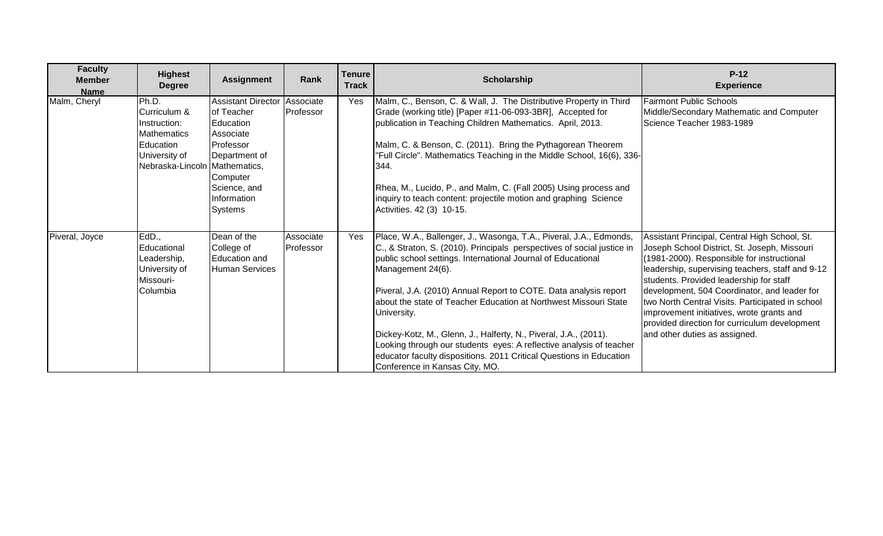| Faculty Member Name | Highest Degree | Assignment | Rank | Tenure Track | Scholarship | P-12 Experience |
|---|---|---|---|---|---|---|
| Malm, Cheryl | Ph.D. Curriculum & Instruction: Mathematics Education University of Nebraska-Lincoln | Assistant Director of Teacher Education Associate Professor Department of Mathematics, Computer Science, and Information Systems | Associate Professor | Yes | Malm, C., Benson, C. & Wall, J. The Distributive Property in Third Grade (working title) [Paper #11-06-093-3BR], Accepted for publication in Teaching Children Mathematics. April, 2013.<br><br>Malm, C. & Benson, C. (2011). Bring the Pythagorean Theorem "Full Circle". Mathematics Teaching in the Middle School, 16(6), 336-344.<br><br>Rhea, M., Lucido, P., and Malm, C. (Fall 2005) Using process and inquiry to teach content: projectile motion and graphing Science Activities. 42 (3) 10-15. | Fairmont Public Schools Middle/Secondary Mathematic and Computer Science Teacher 1983-1989 |
| Piveral, Joyce | EdD., Educational Leadership, University of Missouri-Columbia | Dean of the College of Education and Human Services | Associate Professor | Yes | Place, W.A., Ballenger, J., Wasonga, T.A., Piveral, J.A., Edmonds, C., & Straton, S. (2010). Principals perspectives of social justice in public school settings. International Journal of Educational Management 24(6).<br><br>Piveral, J.A. (2010) Annual Report to COTE. Data analysis report about the state of Teacher Education at Northwest Missouri State University.<br><br>Dickey-Kotz, M., Glenn, J., Halferty, N., Piveral, J.A., (2011). Looking through our students eyes: A reflective analysis of teacher educator faculty dispositions. 2011 Critical Questions in Education Conference in Kansas City, MO. | Assistant Principal, Central High School, St. Joseph School District, St. Joseph, Missouri (1981-2000). Responsible for instructional leadership, supervising teachers, staff and 9-12 students. Provided leadership for staff development, 504 Coordinator, and leader for two North Central Visits. Participated in school improvement initiatives, wrote grants and provided direction for curriculum development and other duties as assigned. |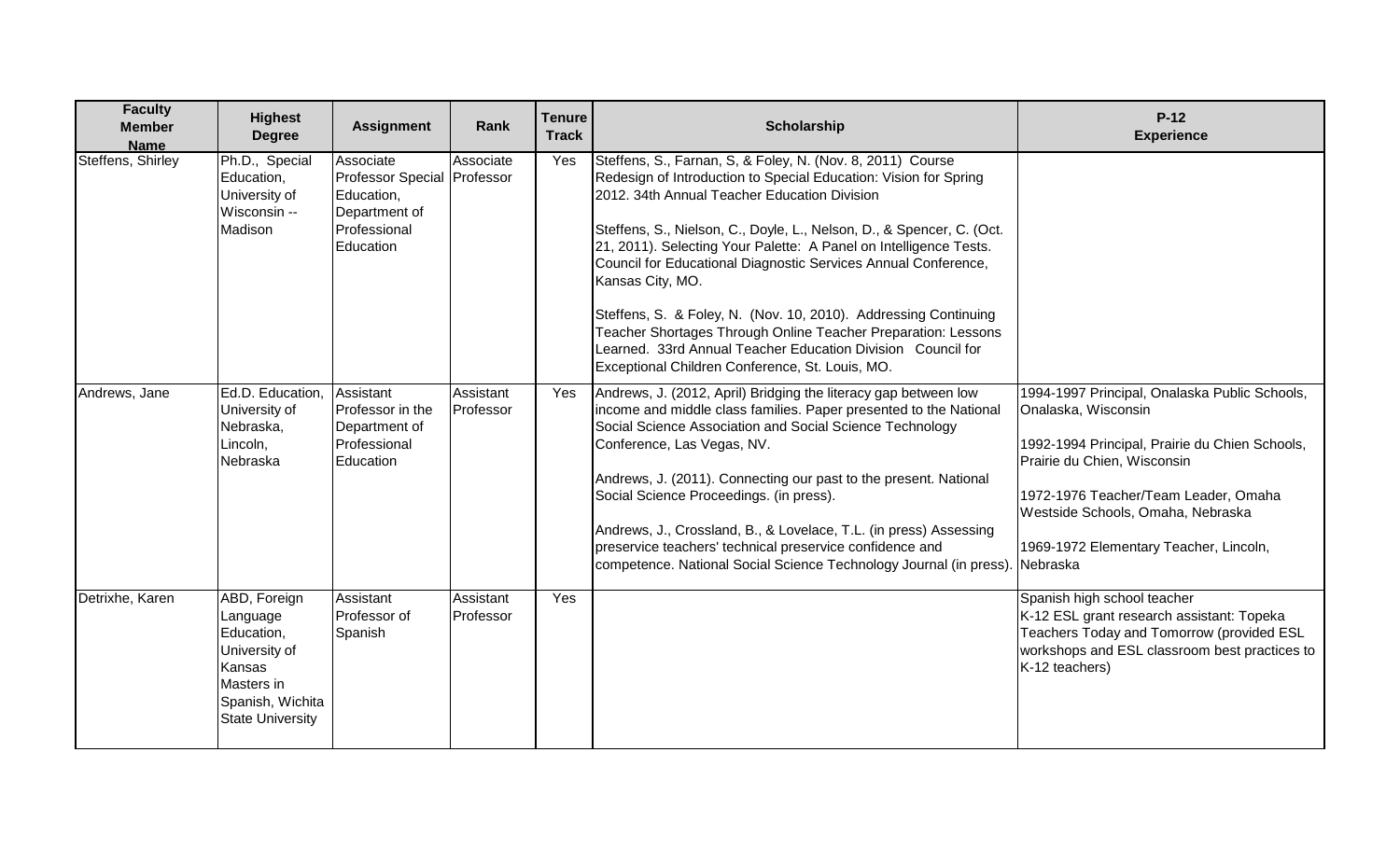| Faculty Member Name | Highest Degree | Assignment | Rank | Tenure Track | Scholarship | P-12 Experience |
|---|---|---|---|---|---|---|
| Steffens, Shirley | Ph.D., Special Education, University of Wisconsin -- Madison | Associate Professor Special Education, Department of Professional Education | Associate Professor | Yes | Steffens, S., Farnan, S, & Foley, N. (Nov. 8, 2011) Course Redesign of Introduction to Special Education: Vision for Spring 2012. 34th Annual Teacher Education Division<br><br>Steffens, S., Nielson, C., Doyle, L., Nelson, D., & Spencer, C. (Oct. 21, 2011). Selecting Your Palette: A Panel on Intelligence Tests. Council for Educational Diagnostic Services Annual Conference, Kansas City, MO.<br><br>Steffens, S. & Foley, N. (Nov. 10, 2010). Addressing Continuing Teacher Shortages Through Online Teacher Preparation: Lessons Learned. 33rd Annual Teacher Education Division Council for Exceptional Children Conference, St. Louis, MO. | |
| Andrews, Jane | Ed.D. Education, University of Nebraska, Lincoln, Nebraska | Assistant Professor in the Department of Professional Education | Assistant Professor | Yes | Andrews, J. (2012, April) Bridging the literacy gap between low income and middle class families. Paper presented to the National Social Science Association and Social Science Technology Conference, Las Vegas, NV.<br><br>Andrews, J. (2011). Connecting our past to the present. National Social Science Proceedings. (in press).<br><br>Andrews, J., Crossland, B., & Lovelace, T.L. (in press) Assessing preservice teachers' technical preservice confidence and competence. National Social Science Technology Journal (in press). | 1994-1997 Principal, Onalaska Public Schools, Onalaska, Wisconsin<br><br>1992-1994 Principal, Prairie du Chien Schools, Prairie du Chien, Wisconsin<br><br>1972-1976 Teacher/Team Leader, Omaha Westside Schools, Omaha, Nebraska<br><br>1969-1972 Elementary Teacher, Lincoln, Nebraska |
| Detrixhe, Karen | ABD, Foreign Language Education, University of Kansas<br>Masters in Spanish, Wichita State University | Assistant Professor of Spanish | Assistant Professor | Yes | | Spanish high school teacher<br>K-12 ESL grant research assistant: Topeka Teachers Today and Tomorrow (provided ESL workshops and ESL classroom best practices to K-12 teachers) |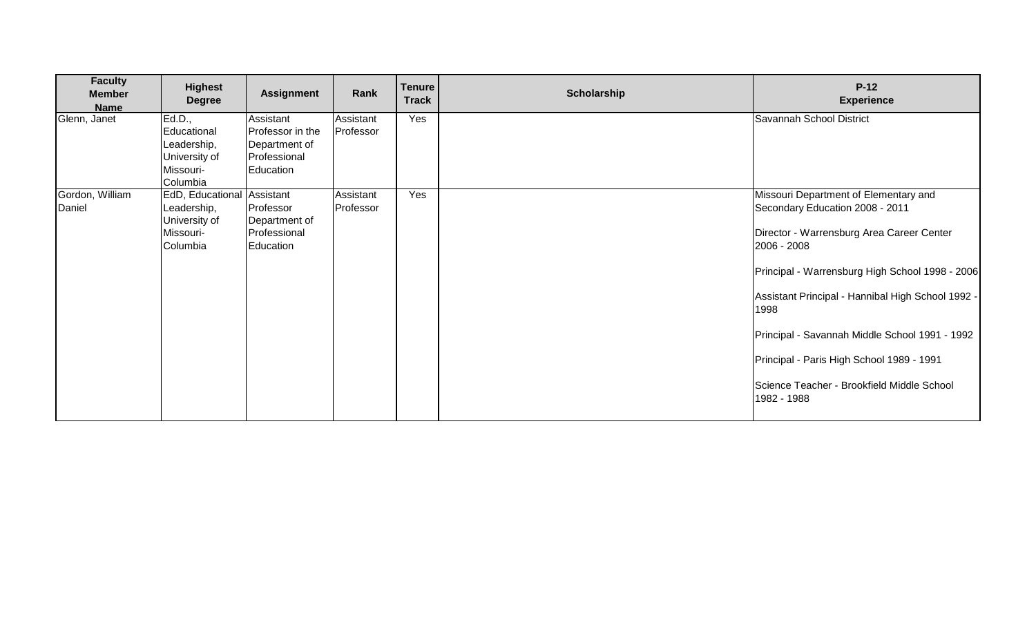| Faculty Member Name | Highest Degree | Assignment | Rank | Tenure Track | Scholarship | P-12 Experience |
| --- | --- | --- | --- | --- | --- | --- |
| Glenn, Janet | Ed.D., Educational Leadership, University of Missouri-Columbia | Assistant Professor in the Department of Professional Education | Assistant Professor | Yes | | Savannah School District |
| Gordon, William Daniel | EdD, Educational Leadership, University of Missouri-Columbia | Assistant Professor Department of Professional Education | Assistant Professor | Yes | | Missouri Department of Elementary and Secondary Education 2008 - 2011<br><br>Director - Warrensburg Area Career Center 2006 - 2008<br><br>Principal - Warrensburg High School 1998 - 2006<br><br>Assistant Principal - Hannibal High School 1992 - 1998<br><br>Principal - Savannah Middle School 1991 - 1992<br><br>Principal - Paris High School 1989 - 1991<br><br>Science Teacher - Brookfield Middle School 1982 - 1988 |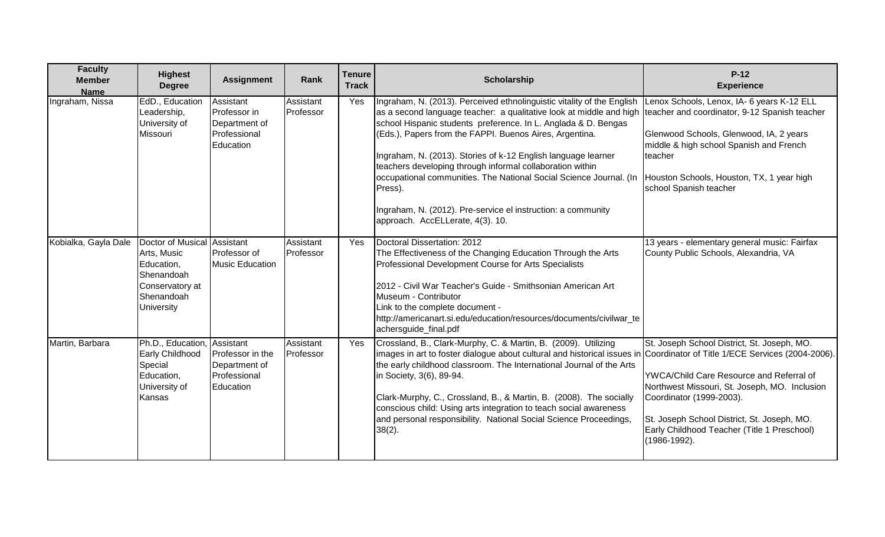| Faculty Member Name | Highest Degree | Assignment | Rank | Tenure Track | Scholarship | P-12 Experience |
|---|---|---|---|---|---|---|
| Ingraham, Nissa | EdD., Education Leadership, University of Missouri | Assistant Professor in Department of Professional Education | Assistant Professor | Yes | Ingraham, N. (2013). Perceived ethnolinguistic vitality of the English as a second language teacher: a qualitative look at middle and high school Hispanic students preference. In L. Anglada & D. Bengas (Eds.), Papers from the FAPPI. Buenos Aires, Argentina.<br><br>Ingraham, N. (2013). Stories of k-12 English language learner teachers developing through informal collaboration within occupational communities. The National Social Science Journal. (In Press).<br><br>Ingraham, N. (2012). Pre-service el instruction: a community approach. AccELLerate, 4(3). 10. | Lenox Schools, Lenox, IA- 6 years K-12 ELL teacher and coordinator, 9-12 Spanish teacher<br><br>Glenwood Schools, Glenwood, IA, 2 years middle & high school Spanish and French teacher<br><br>Houston Schools, Houston, TX, 1 year high school Spanish teacher |
| Kobialka, Gayla Dale | Doctor of Musical Arts, Music Education, Shenandoah Conservatory at Shenandoah University | Assistant Professor of Music Education | Assistant Professor | Yes | Doctoral Dissertation: 2012<br>The Effectiveness of the Changing Education Through the Arts Professional Development Course for Arts Specialists<br><br>2012 - Civil War Teacher's Guide - Smithsonian American Art Museum - Contributor<br>Link to the complete document - http://americanart.si.edu/education/resources/documents/civilwar_teachersguide_final.pdf | 13 years - elementary general music: Fairfax County Public Schools, Alexandria, VA |
| Martin, Barbara | Ph.D., Education, Early Childhood Special Education, University of Kansas | Assistant Professor in the Department of Professional Education | Assistant Professor | Yes | Crossland, B., Clark-Murphy, C. & Martin, B. (2009). Utilizing images in art to foster dialogue about cultural and historical issues in the early childhood classroom. The International Journal of the Arts in Society, 3(6), 89-94.<br><br>Clark-Murphy, C., Crossland, B., & Martin, B. (2008). The socially conscious child: Using arts integration to teach social awareness and personal responsibility. National Social Science Proceedings, 38(2). | St. Joseph School District, St. Joseph, MO. Coordinator of Title 1/ECE Services (2004-2006).<br><br>YWCA/Child Care Resource and Referral of Northwest Missouri, St. Joseph, MO. Inclusion Coordinator (1999-2003).<br><br>St. Joseph School District, St. Joseph, MO. Early Childhood Teacher (Title 1 Preschool) (1986-1992). |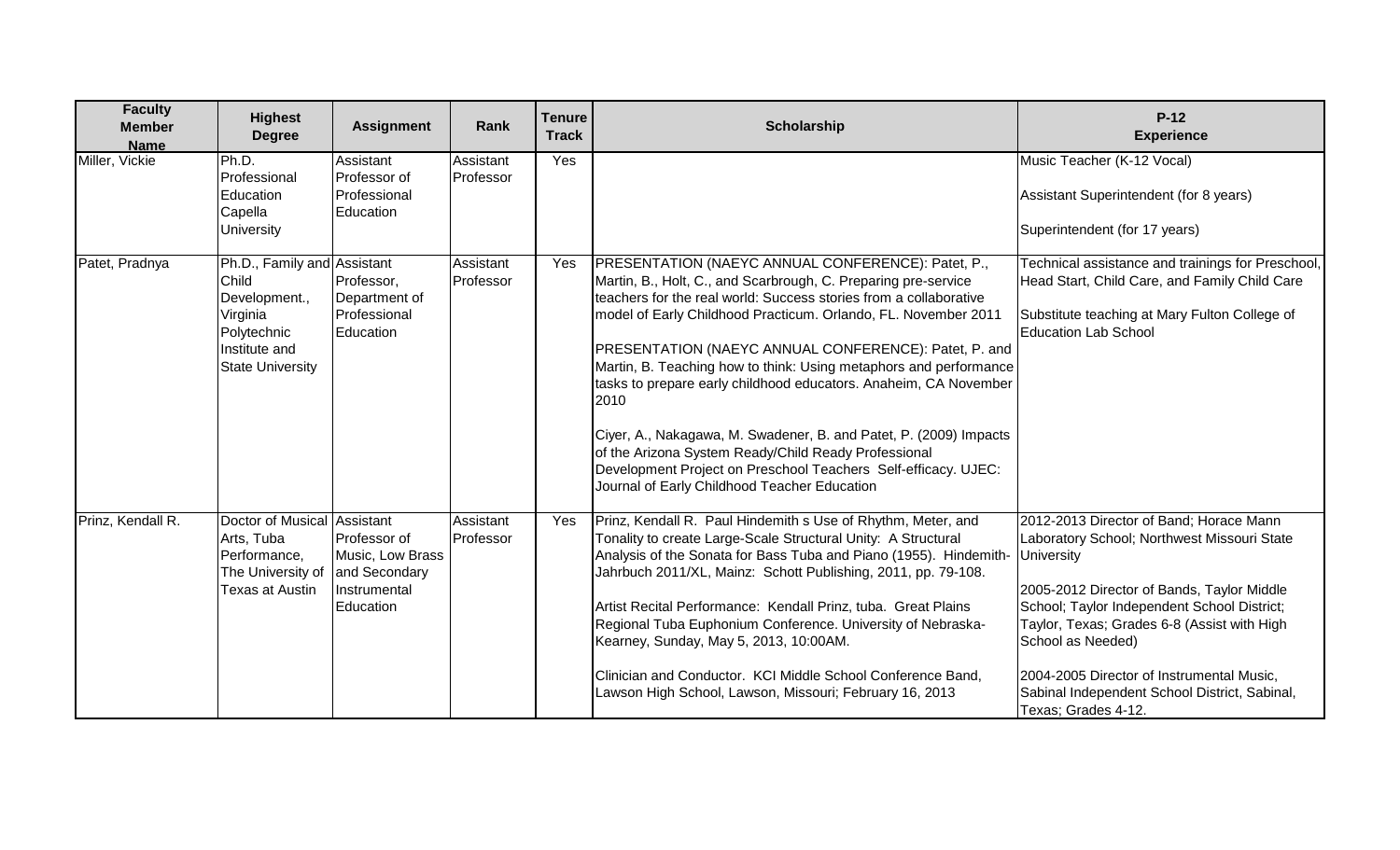| Faculty Member Name | Highest Degree | Assignment | Rank | Tenure Track | Scholarship | P-12 Experience |
|---|---|---|---|---|---|---|
| Miller, Vickie | Ph.D. Professional Education Capella University | Assistant Professor of Professional Education | Assistant Professor | Yes | | Music Teacher (K-12 Vocal)<br><br>Assistant Superintendent (for 8 years)<br><br>Superintendent (for 17 years) |
| Patet, Pradnya | Ph.D., Family and Child Development., Virginia Polytechnic Institute and State University | Assistant Professor, Department of Professional Education | Assistant Professor | Yes | PRESENTATION (NAEYC ANNUAL CONFERENCE): Patet, P., Martin, B., Holt, C., and Scarbrough, C. Preparing pre-service teachers for the real world: Success stories from a collaborative model of Early Childhood Practicum. Orlando, FL. November 2011<br><br>PRESENTATION (NAEYC ANNUAL CONFERENCE): Patet, P. and Martin, B. Teaching how to think: Using metaphors and performance tasks to prepare early childhood educators. Anaheim, CA November 2010<br><br>Ciyer, A., Nakagawa, M. Swadener, B. and Patet, P. (2009) Impacts of the Arizona System Ready/Child Ready Professional Development Project on Preschool Teachers Self-efficacy. UJEC: Journal of Early Childhood Teacher Education | Technical assistance and trainings for Preschool, Head Start, Child Care, and Family Child Care<br><br>Substitute teaching at Mary Fulton College of Education Lab School |
| Prinz, Kendall R. | Doctor of Musical Arts, Tuba Performance, The University of Texas at Austin | Assistant Professor of Music, Low Brass and Secondary Instrumental Education | Assistant Professor | Yes | Prinz, Kendall R. Paul Hindemith s Use of Rhythm, Meter, and Tonality to create Large-Scale Structural Unity: A Structural Analysis of the Sonata for Bass Tuba and Piano (1955). Hindemith-Jahrbuch 2011/XL, Mainz: Schott Publishing, 2011, pp. 79-108.<br><br>Artist Recital Performance: Kendall Prinz, tuba. Great Plains Regional Tuba Euphonium Conference. University of Nebraska-Kearney, Sunday, May 5, 2013, 10:00AM.<br><br>Clinician and Conductor. KCI Middle School Conference Band, Lawson High School, Lawson, Missouri; February 16, 2013 | 2012-2013 Director of Band; Horace Mann Laboratory School; Northwest Missouri State University<br><br>2005-2012 Director of Bands, Taylor Middle School; Taylor Independent School District; Taylor, Texas; Grades 6-8 (Assist with High School as Needed)<br><br>2004-2005 Director of Instrumental Music, Sabinal Independent School District, Sabinal, Texas; Grades 4-12. |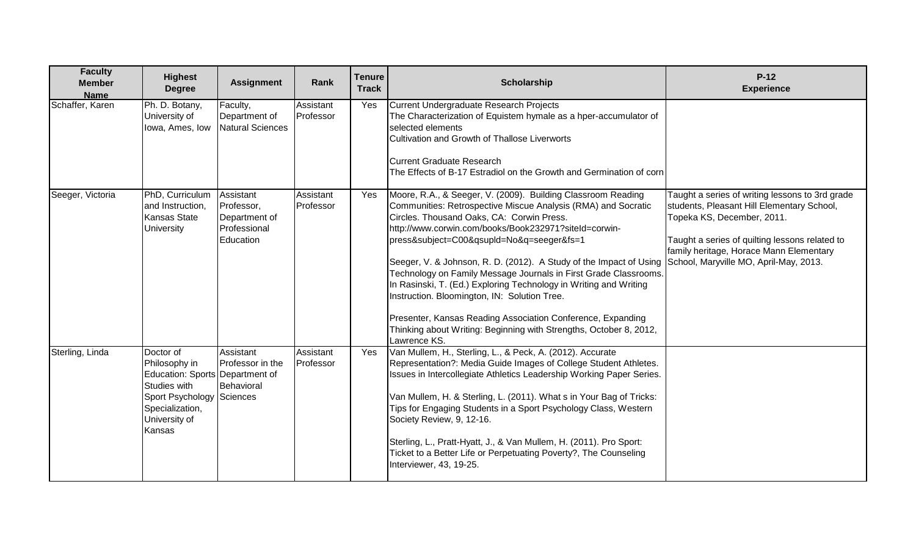| Faculty Member Name | Highest Degree | Assignment | Rank | Tenure Track | Scholarship | P-12 Experience |
|---|---|---|---|---|---|---|
| Schaffer, Karen | Ph. D. Botany, University of Iowa, Ames, Iow | Faculty, Department of Natural Sciences | Assistant Professor | Yes | Current Undergraduate Research Projects<br>The Characterization of Equistem hymale as a hper-accumulator of selected elements<br>Cultivation and Growth of Thallose Liverworts<br><br>Current Graduate Research<br>The Effects of B-17 Estradiol on the Growth and Germination of corn | |
| Seeger, Victoria | PhD, Curriculum and Instruction, Kansas State University | Assistant Professor, Department of Professional Education | Assistant Professor | Yes | Moore, R.A., & Seeger, V. (2009). Building Classroom Reading Communities: Retrospective Miscue Analysis (RMA) and Socratic Circles. Thousand Oaks, CA: Corwin Press. http://www.corwin.com/books/Book232971?siteId=corwin-press&subject=C00&qsupld=No&q=seeger&fs=1<br><br>Seeger, V. & Johnson, R. D. (2012). A Study of the Impact of Using Technology on Family Message Journals in First Grade Classrooms. In Rasinski, T. (Ed.) Exploring Technology in Writing and Writing Instruction. Bloomington, IN: Solution Tree.<br><br>Presenter, Kansas Reading Association Conference, Expanding Thinking about Writing: Beginning with Strengths, October 8, 2012, Lawrence KS. | Taught a series of writing lessons to 3rd grade students, Pleasant Hill Elementary School, Topeka KS, December, 2011.<br><br>Taught a series of quilting lessons related to family heritage, Horace Mann Elementary School, Maryville MO, April-May, 2013. |
| Sterling, Linda | Doctor of Philosophy in Education: Sports Studies with Sport Psychology Specialization, University of Kansas | Assistant Professor in the Department of Behavioral Sciences | Assistant Professor | Yes | Van Mullem, H., Sterling, L., & Peck, A. (2012). Accurate Representation?: Media Guide Images of College Student Athletes. Issues in Intercollegiate Athletics Leadership Working Paper Series.<br><br>Van Mullem, H. & Sterling, L. (2011). What s in Your Bag of Tricks: Tips for Engaging Students in a Sport Psychology Class, Western Society Review, 9, 12-16.<br><br>Sterling, L., Pratt-Hyatt, J., & Van Mullem, H. (2011). Pro Sport: Ticket to a Better Life or Perpetuating Poverty?, The Counseling Interviewer, 43, 19-25. | |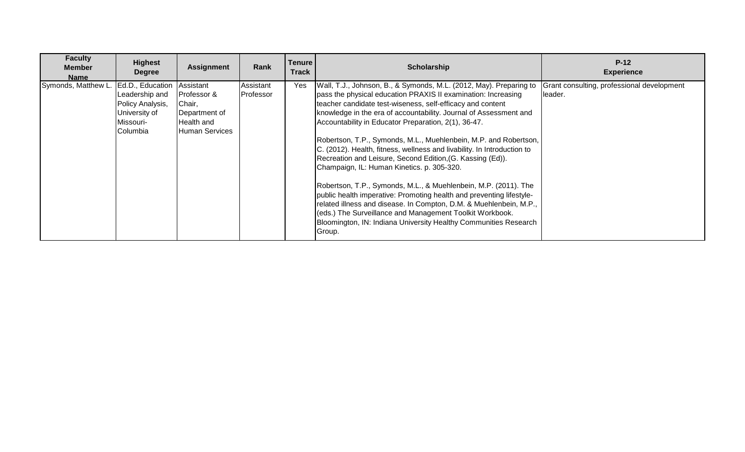| Faculty Member Name | Highest Degree | Assignment | Rank | Tenure Track | Scholarship | P-12 Experience |
|---|---|---|---|---|---|---|
| Symonds, Matthew L. | Ed.D., Education Leadership and Policy Analysis, University of Missouri-Columbia | Assistant Professor & Chair, Department of Health and Human Services | Assistant Professor | Yes | Wall, T.J., Johnson, B., & Symonds, M.L. (2012, May). Preparing to pass the physical education PRAXIS II examination: Increasing teacher candidate test-wiseness, self-efficacy and content knowledge in the era of accountability. Journal of Assessment and Accountability in Educator Preparation, 2(1), 36-47.<br><br>Robertson, T.P., Symonds, M.L., Muehlenbein, M.P. and Robertson, C. (2012). Health, fitness, wellness and livability. In Introduction to Recreation and Leisure, Second Edition,(G. Kassing (Ed)). Champaign, IL: Human Kinetics. p. 305-320.<br><br>Robertson, T.P., Symonds, M.L., & Muehlenbein, M.P. (2011). The public health imperative: Promoting health and preventing lifestyle-related illness and disease. In Compton, D.M. & Muehlenbein, M.P., (eds.) The Surveillance and Management Toolkit Workbook. Bloomington, IN: Indiana University Healthy Communities Research Group. | Grant consulting, professional development leader. |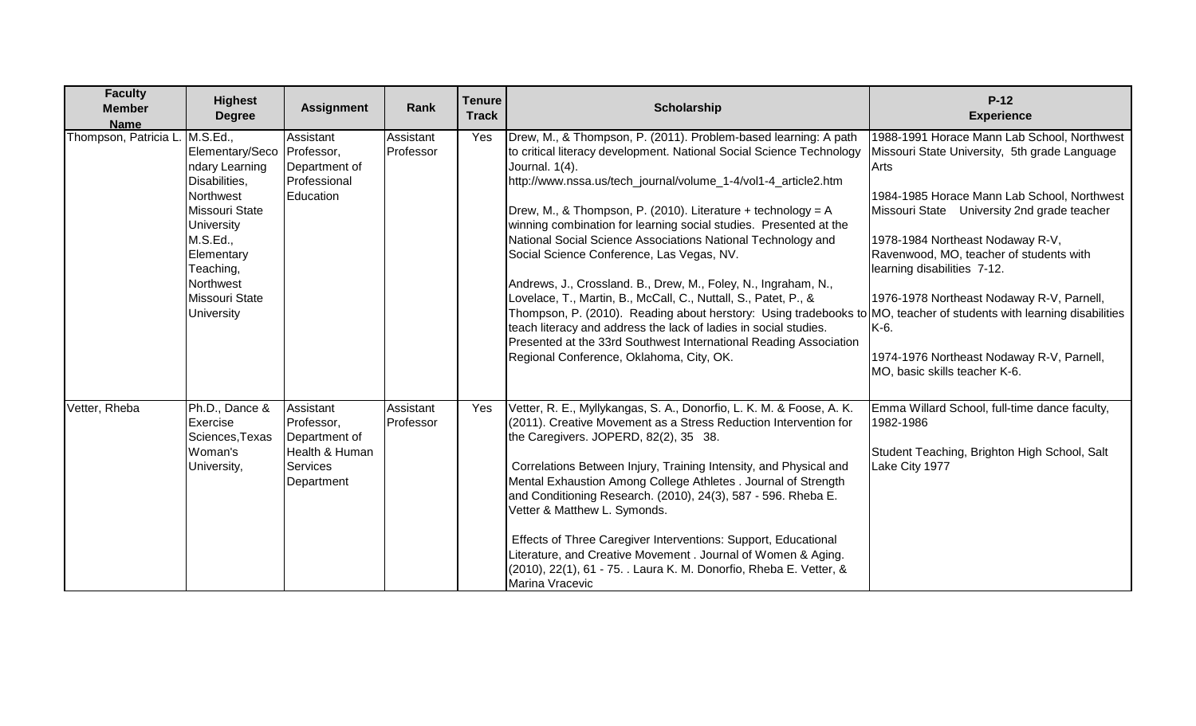| Faculty Member Name | Highest Degree | Assignment | Rank | Tenure Track | Scholarship | P-12 Experience |
|---|---|---|---|---|---|---|
| Thompson, Patricia L. | M.S.Ed., Elementary/Secondary Learning Disabilities, Northwest Missouri State University M.S.Ed., Elementary Teaching, Northwest Missouri State University | Assistant Professor, Department of Professional Education | Assistant Professor | Yes | Drew, M., & Thompson, P. (2011). Problem-based learning: A path to critical literacy development. National Social Science Technology Journal. 1(4). http://www.nssa.us/tech_journal/volume_1-4/vol1-4_article2.htm<br><br>Drew, M., & Thompson, P. (2010). Literature + technology = A winning combination for learning social studies. Presented at the National Social Science Associations National Technology and Social Science Conference, Las Vegas, NV.<br><br>Andrews, J., Crossland. B., Drew, M., Foley, N., Ingraham, N., Lovelace, T., Martin, B., McCall, C., Nuttall, S., Patet, P., & Thompson, P. (2010). Reading about herstory: Using tradebooks to teach literacy and address the lack of ladies in social studies. Presented at the 33rd Southwest International Reading Association Regional Conference, Oklahoma, City, OK. | 1988-1991 Horace Mann Lab School, Northwest Missouri State University, 5th grade Language Arts<br><br>1984-1985 Horace Mann Lab School, Northwest Missouri State University 2nd grade teacher<br><br>1978-1984 Northeast Nodaway R-V, Ravenwood, MO, teacher of students with learning disabilities 7-12.<br><br>1976-1978 Northeast Nodaway R-V, Parnell, MO, teacher of students with learning disabilities K-6.<br><br>1974-1976 Northeast Nodaway R-V, Parnell, MO, basic skills teacher K-6. |
| Vetter, Rheba | Ph.D., Dance & Exercise Sciences,Texas Woman's University, | Assistant Professor, Department of Health & Human Services Department | Assistant Professor | Yes | Vetter, R. E., Myllykangas, S. A., Donorfio, L. K. M. & Foose, A. K. (2011). Creative Movement as a Stress Reduction Intervention for the Caregivers. JOPERD, 82(2), 35 38.<br><br>Correlations Between Injury, Training Intensity, and Physical and Mental Exhaustion Among College Athletes . Journal of Strength and Conditioning Research. (2010), 24(3), 587 - 596. Rheba E. Vetter & Matthew L. Symonds.<br><br>Effects of Three Caregiver Interventions: Support, Educational Literature, and Creative Movement . Journal of Women & Aging. (2010), 22(1), 61 - 75. . Laura K. M. Donorfio, Rheba E. Vetter, & Marina Vracevic | Emma Willard School, full-time dance faculty, 1982-1986<br><br>Student Teaching, Brighton High School, Salt Lake City 1977 |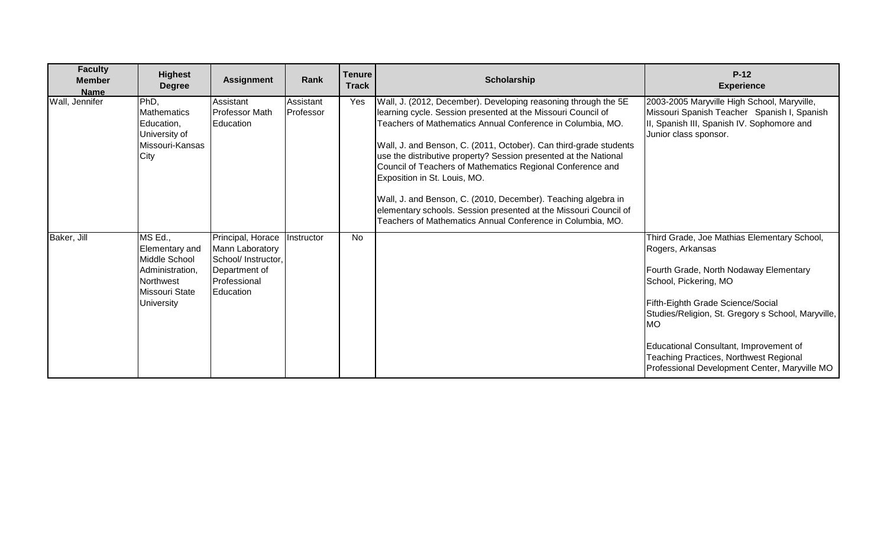| Faculty Member Name | Highest Degree | Assignment | Rank | Tenure Track | Scholarship | P-12 Experience |
|---|---|---|---|---|---|---|
| Wall, Jennifer | PhD, Mathematics Education, University of Missouri-Kansas City | Assistant Professor Math Education | Assistant Professor | Yes | Wall, J. (2012, December). Developing reasoning through the 5E learning cycle. Session presented at the Missouri Council of Teachers of Mathematics Annual Conference in Columbia, MO.<br><br>Wall, J. and Benson, C. (2011, October). Can third-grade students use the distributive property? Session presented at the National Council of Teachers of Mathematics Regional Conference and Exposition in St. Louis, MO.<br><br>Wall, J. and Benson, C. (2010, December). Teaching algebra in elementary schools. Session presented at the Missouri Council of Teachers of Mathematics Annual Conference in Columbia, MO. | 2003-2005 Maryville High School, Maryville, Missouri Spanish Teacher Spanish I, Spanish II, Spanish III, Spanish IV. Sophomore and Junior class sponsor. |
| Baker, Jill | MS Ed., Elementary and Middle School Administration, Northwest Missouri State University | Principal, Horace Mann Laboratory School/ Instructor, Department of Professional Education | Instructor | No | | Third Grade, Joe Mathias Elementary School, Rogers, Arkansas<br><br>Fourth Grade, North Nodaway Elementary School, Pickering, MO<br><br>Fifth-Eighth Grade Science/Social Studies/Religion, St. Gregory s School, Maryville, MO<br><br>Educational Consultant, Improvement of Teaching Practices, Northwest Regional Professional Development Center, Maryville MO |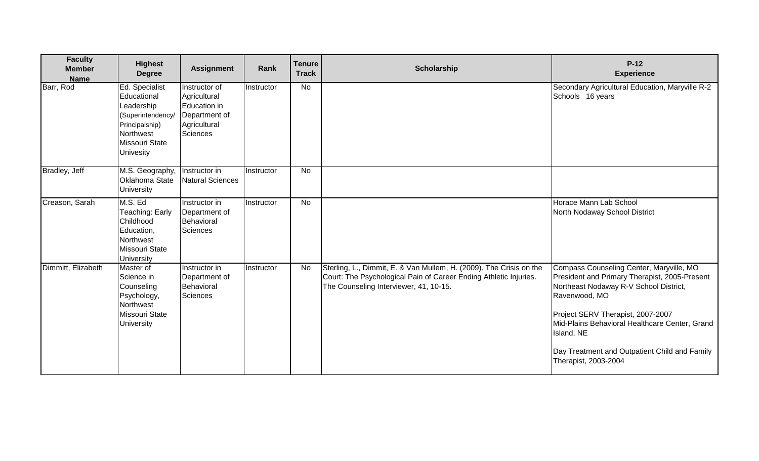| Faculty Member Name | Highest Degree | Assignment | Rank | Tenure Track | Scholarship | P-12 Experience |
|---|---|---|---|---|---|---|
| Barr, Rod | Ed. Specialist Educational Leadership (Superintendency/ Principalship) Northwest Missouri State Univesity | Instructor of Agricultural Education in Department of Agricultural Sciences | Instructor | No | | Secondary Agricultural Education, Maryville R-2 Schools 16 years |
| Bradley, Jeff | M.S. Geography, Oklahoma State University | Instructor in Natural Sciences | Instructor | No | | |
| Creason, Sarah | M.S. Ed Teaching: Early Childhood Education, Northwest Missouri State University | Instructor in Department of Behavioral Sciences | Instructor | No | | Horace Mann Lab School<br>North Nodaway School District |
| Dimmitt, Elizabeth | Master of Science in Counseling Psychology, Northwest Missouri State University | Instructor in Department of Behavioral Sciences | Instructor | No | Sterling, L., Dimmit, E. & Van Mullem, H. (2009). The Crisis on the Court: The Psychological Pain of Career Ending Athletic Injuries. The Counseling Interviewer, 41, 10-15. | Compass Counseling Center, Maryville, MO President and Primary Therapist, 2005-Present Northeast Nodaway R-V School District, Ravenwood, MO<br><br>Project SERV Therapist, 2007-2007<br>Mid-Plains Behavioral Healthcare Center, Grand Island, NE<br><br>Day Treatment and Outpatient Child and Family Therapist, 2003-2004 |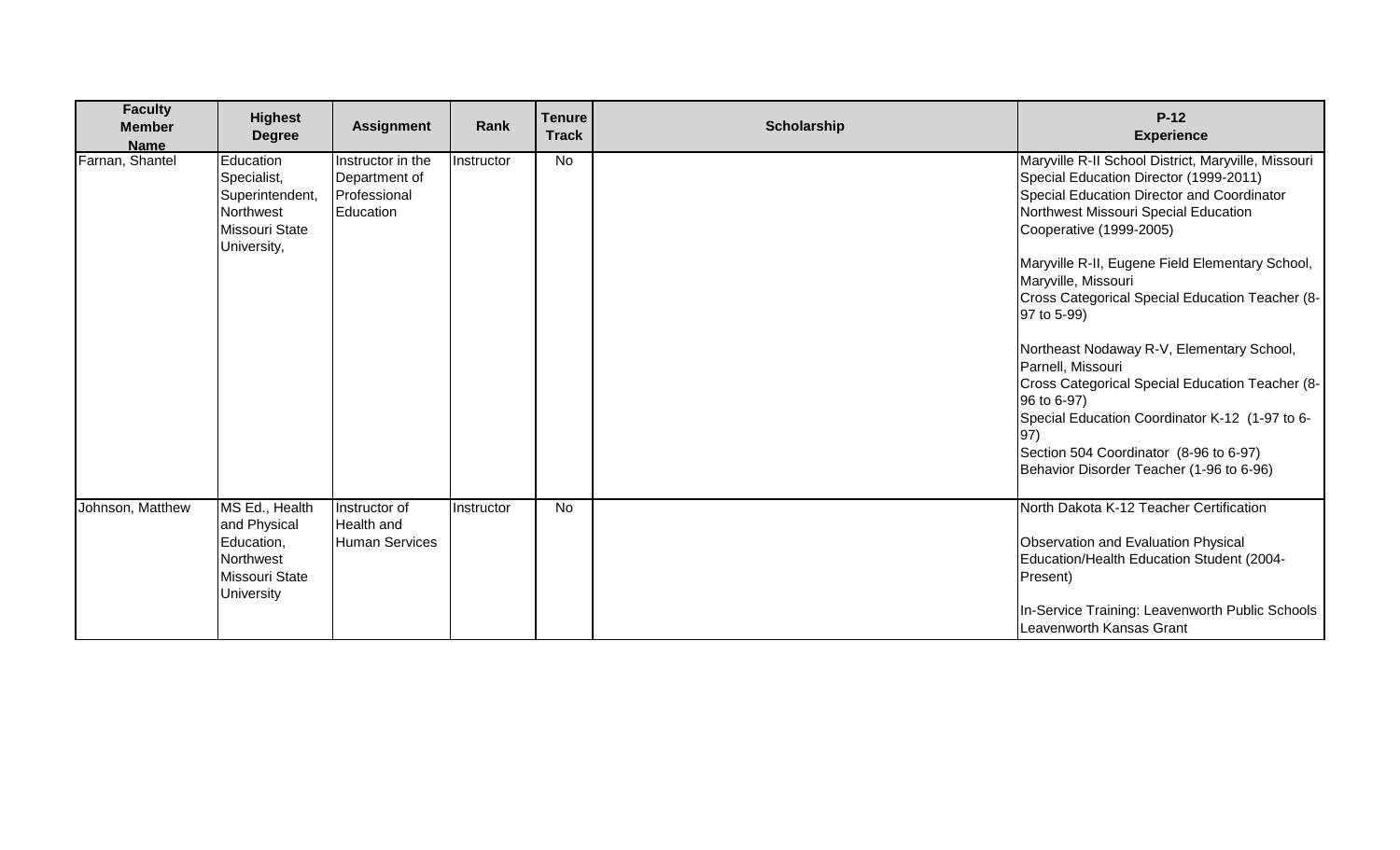| Faculty Member Name | Highest Degree | Assignment | Rank | Tenure Track | Scholarship | P-12 Experience |
|---|---|---|---|---|---|---|
| Farnan, Shantel | Education Specialist, Superintendent, Northwest Missouri State University, | Instructor in the Department of Professional Education | Instructor | No | | Maryville R-II School District, Maryville, Missouri Special Education Director (1999-2011) Special Education Director and Coordinator Northwest Missouri Special Education Cooperative (1999-2005)<br><br>Maryville R-II, Eugene Field Elementary School, Maryville, Missouri Cross Categorical Special Education Teacher (8-97 to 5-99)<br><br>Northeast Nodaway R-V, Elementary School, Parnell, Missouri Cross Categorical Special Education Teacher (8-96 to 6-97) Special Education Coordinator K-12 (1-97 to 6-97) Section 504 Coordinator (8-96 to 6-97) Behavior Disorder Teacher (1-96 to 6-96) |
| Johnson, Matthew | MS Ed., Health and Physical Education, Northwest Missouri State University | Instructor of Health and Human Services | Instructor | No | | North Dakota K-12 Teacher Certification<br><br>Observation and Evaluation Physical Education/Health Education Student (2004-Present)<br><br>In-Service Training: Leavenworth Public Schools Leavenworth Kansas Grant |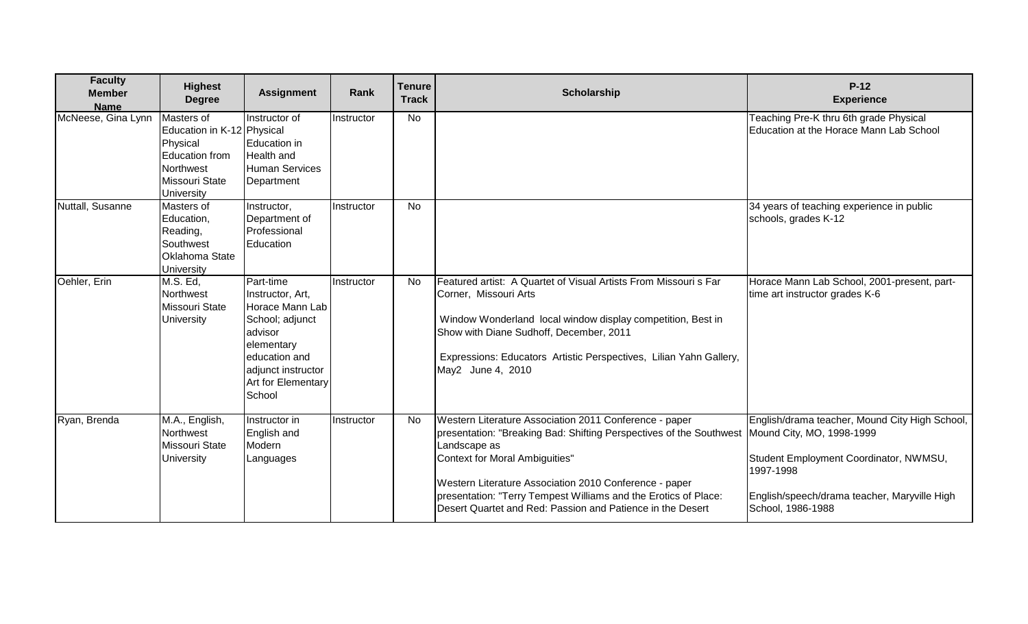| Faculty Member Name | Highest Degree | Assignment | Rank | Tenure Track | Scholarship | P-12 Experience |
|---|---|---|---|---|---|---|
| McNeese, Gina Lynn | Masters of Education in K-12 Physical Education from Northwest Missouri State University | Instructor of Physical Education in Health and Human Services Department | Instructor | No | | Teaching Pre-K thru 6th grade Physical Education at the Horace Mann Lab School |
| Nuttall, Susanne | Masters of Education, Reading, Southwest Oklahoma State University | Instructor, Department of Professional Education | Instructor | No | | 34 years of teaching experience in public schools, grades K-12 |
| Oehler, Erin | M.S. Ed, Northwest Missouri State University | Part-time Instructor, Art, Horace Mann Lab School; adjunct advisor elementary education and adjunct instructor Art for Elementary School | Instructor | No | Featured artist: A Quartet of Visual Artists From Missouri s Far Corner, Missouri Arts<br><br>Window Wonderland local window display competition, Best in Show with Diane Sudhoff, December, 2011<br><br>Expressions: Educators Artistic Perspectives, Lilian Yahn Gallery, May2 June 4, 2010 | Horace Mann Lab School, 2001-present, part-time art instructor grades K-6 |
| Ryan, Brenda | M.A., English, Northwest Missouri State University | Instructor in English and Modern Languages | Instructor | No | Western Literature Association 2011 Conference - paper presentation: "Breaking Bad: Shifting Perspectives of the Southwest Landscape as Context for Moral Ambiguities"<br><br>Western Literature Association 2010 Conference - paper presentation: "Terry Tempest Williams and the Erotics of Place: Desert Quartet and Red: Passion and Patience in the Desert | English/drama teacher, Mound City High School, Mound City, MO, 1998-1999<br><br>Student Employment Coordinator, NWMSU, 1997-1998<br><br>English/speech/drama teacher, Maryville High School, 1986-1988 |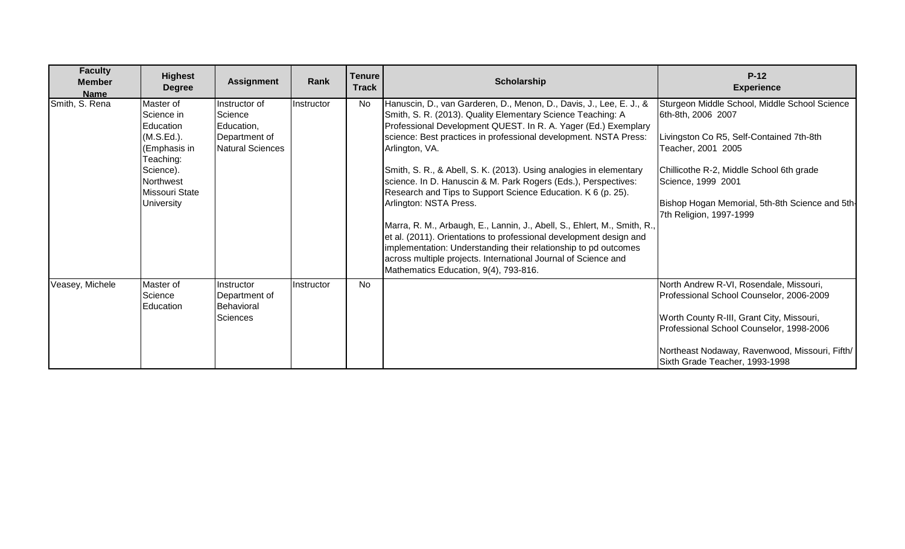| Faculty Member Name | Highest Degree | Assignment | Rank | Tenure Track | Scholarship | P-12 Experience |
|---|---|---|---|---|---|---|
| Smith, S. Rena | Master of Science in Education (M.S.Ed.). (Emphasis in Teaching: Science). Northwest Missouri State University | Instructor of Science Education, Department of Natural Sciences | Instructor | No | Hanuscin, D., van Garderen, D., Menon, D., Davis, J., Lee, E. J., & Smith, S. R. (2013). Quality Elementary Science Teaching: A Professional Development QUEST. In R. A. Yager (Ed.) Exemplary science: Best practices in professional development. NSTA Press: Arlington, VA.<br><br>Smith, S. R., & Abell, S. K. (2013). Using analogies in elementary science. In D. Hanuscin & M. Park Rogers (Eds.), Perspectives: Research and Tips to Support Science Education. K 6 (p. 25). Arlington: NSTA Press.<br><br>Marra, R. M., Arbaugh, E., Lannin, J., Abell, S., Ehlert, M., Smith, R., et al. (2011). Orientations to professional development design and implementation: Understanding their relationship to pd outcomes across multiple projects. International Journal of Science and Mathematics Education, 9(4), 793-816. | Sturgeon Middle School, Middle School Science 6th-8th, 2006 2007<br><br>Livingston Co R5, Self-Contained 7th-8th Teacher, 2001 2005<br><br>Chillicothe R-2, Middle School 6th grade Science, 1999 2001<br><br>Bishop Hogan Memorial, 5th-8th Science and 5th-7th Religion, 1997-1999 |
| Veasey, Michele | Master of Science Education | Instructor Department of Behavioral Sciences | Instructor | No | | North Andrew R-VI, Rosendale, Missouri, Professional School Counselor, 2006-2009<br><br>Worth County R-III, Grant City, Missouri, Professional School Counselor, 1998-2006<br><br>Northeast Nodaway, Ravenwood, Missouri, Fifth/ Sixth Grade Teacher, 1993-1998 |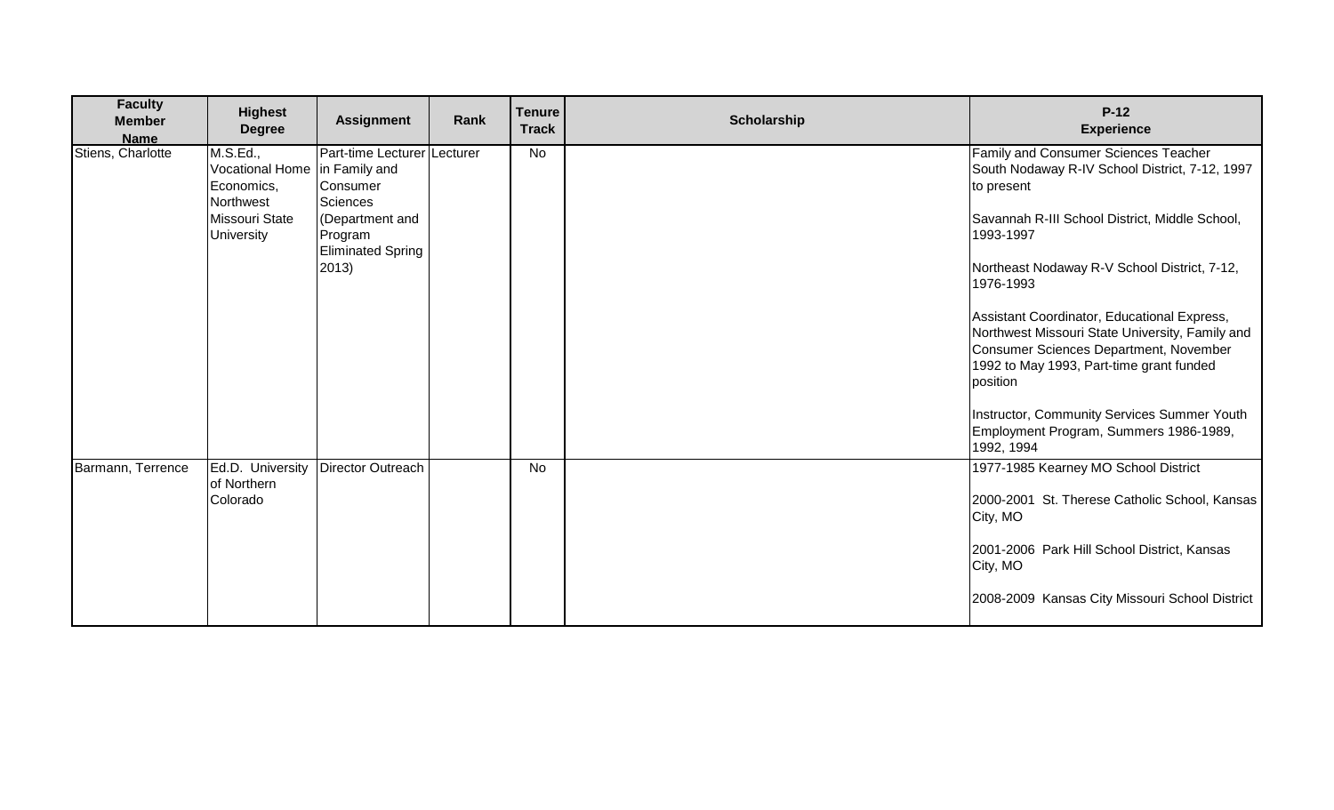| Faculty Member Name | Highest Degree | Assignment | Rank | Tenure Track | Scholarship | P-12 Experience |
| --- | --- | --- | --- | --- | --- | --- |
| Stiens, Charlotte | M.S.Ed., Vocational Home Economics, Northwest Missouri State University | Part-time Lecturer in Family and Consumer Sciences (Department and Program Eliminated Spring 2013) | Lecturer | No | | Family and Consumer Sciences Teacher South Nodaway R-IV School District, 7-12, 1997 to present<br><br>Savannah R-III School District, Middle School, 1993-1997<br><br>Northeast Nodaway R-V School District, 7-12, 1976-1993<br><br>Assistant Coordinator, Educational Express, Northwest Missouri State University, Family and Consumer Sciences Department, November 1992 to May 1993, Part-time grant funded position<br><br>Instructor, Community Services Summer Youth Employment Program, Summers 1986-1989, 1992, 1994 |
| Barmann, Terrence | Ed.D. University of Northern Colorado | Director Outreach | | No | | 1977-1985 Kearney MO School District<br><br>2000-2001 St. Therese Catholic School, Kansas City, MO<br><br>2001-2006 Park Hill School District, Kansas City, MO<br><br>2008-2009 Kansas City Missouri School District |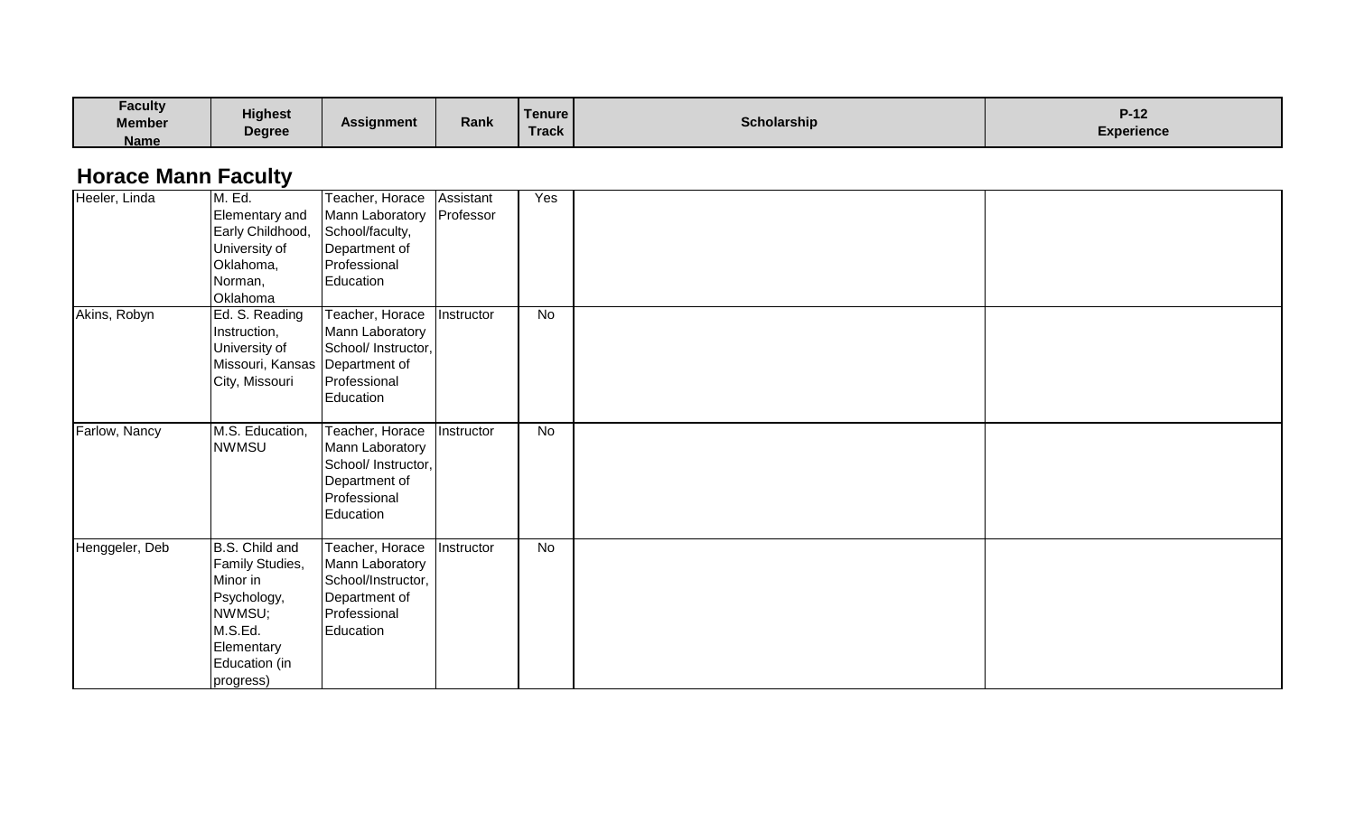| Faculty Member Name | Highest Degree | Assignment | Rank | Tenure Track | Scholarship | P-12 Experience |
|---|---|---|---|---|---|---|

## Horace Mann Faculty

| Faculty Member Name | Highest Degree | Assignment | Rank | Tenure Track | Scholarship | P-12 Experience |
|---|---|---|---|---|---|---|
| Heeler, Linda | M. Ed. Elementary and Early Childhood, University of Oklahoma, Norman, Oklahoma | Teacher, Horace Mann Laboratory School/faculty, Department of Professional Education | Assistant Professor | Yes | | |
| Akins, Robyn | Ed. S. Reading Instruction, University of Missouri, Kansas City, Missouri | Teacher, Horace Mann Laboratory School/ Instructor, Department of Professional Education | Instructor | No | | |
| Farlow, Nancy | M.S. Education, NWMSU | Teacher, Horace Mann Laboratory School/ Instructor, Department of Professional Education | Instructor | No | | |
| Henggeler, Deb | B.S. Child and Family Studies, Minor in Psychology, NWMSU; M.S.Ed. Elementary Education (in progress) | Teacher, Horace Mann Laboratory School/Instructor, Department of Professional Education | Instructor | No | | |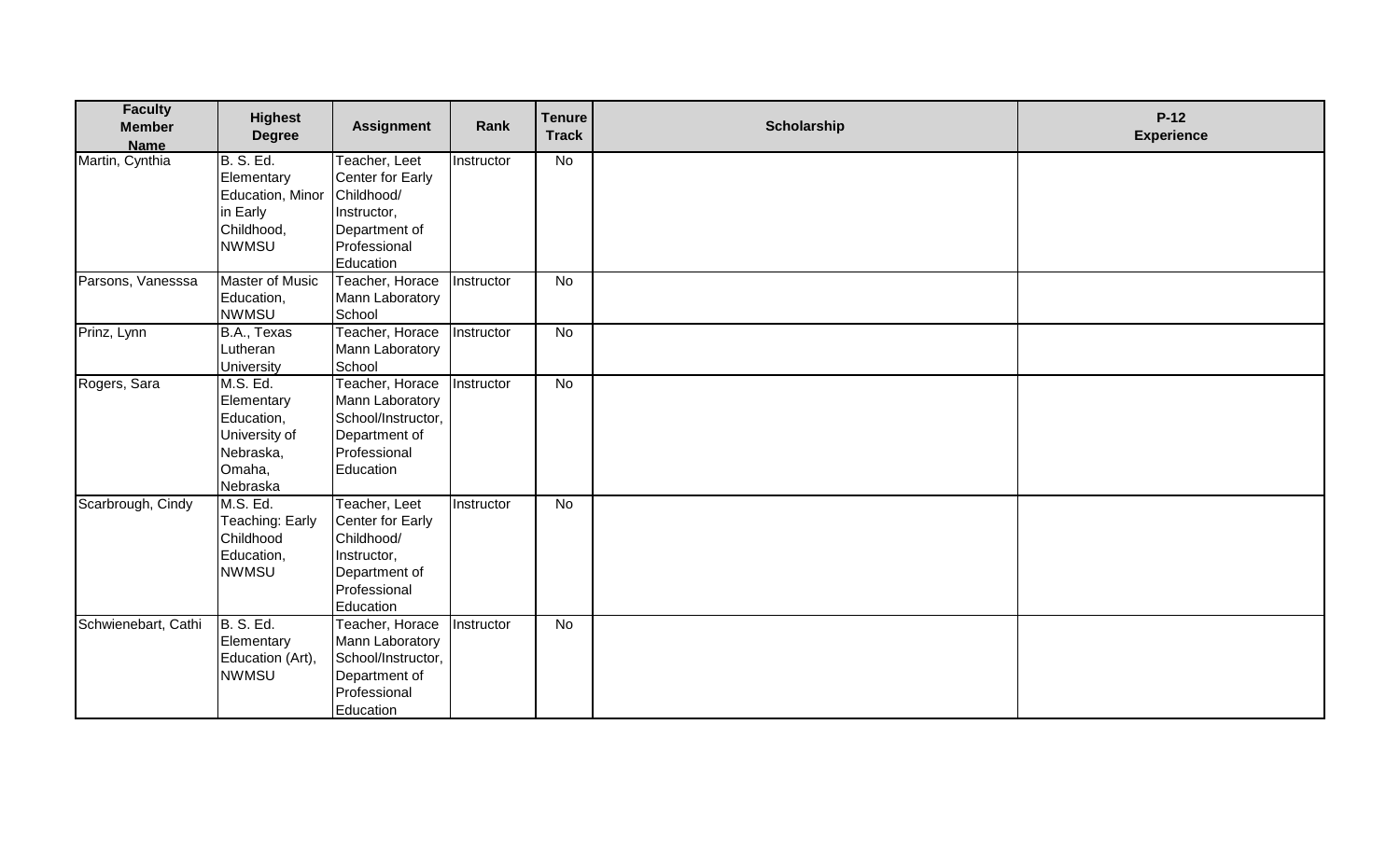| Faculty Member Name | Highest Degree | Assignment | Rank | Tenure Track | Scholarship | P-12 Experience |
|---|---|---|---|---|---|---|
| Martin, Cynthia | B. S. Ed. Elementary Education, Minor in Early Childhood, NWMSU | Teacher, Leet Center for Early Childhood/ Instructor, Department of Professional Education | Instructor | No | | |
| Parsons, Vanesssa | Master of Music Education, NWMSU | Teacher, Horace Mann Laboratory School | Instructor | No | | |
| Prinz, Lynn | B.A., Texas Lutheran University | Teacher, Horace Mann Laboratory School | Instructor | No | | |
| Rogers, Sara | M.S. Ed. Elementary Education, University of Nebraska, Omaha, Nebraska | Teacher, Horace Mann Laboratory School/Instructor, Department of Professional Education | Instructor | No | | |
| Scarbrough, Cindy | M.S. Ed. Teaching: Early Childhood Education, NWMSU | Teacher, Leet Center for Early Childhood/ Instructor, Department of Professional Education | Instructor | No | | |
| Schwienebart, Cathi | B. S. Ed. Elementary Education (Art), NWMSU | Teacher, Horace Mann Laboratory School/Instructor, Department of Professional Education | Instructor | No | | |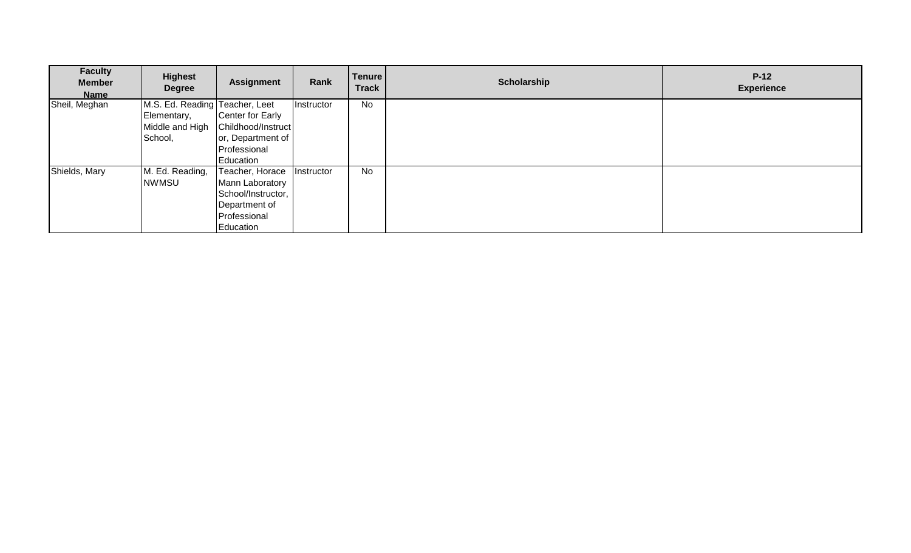| Faculty Member Name | Highest Degree | Assignment | Rank | Tenure Track | Scholarship | P-12 Experience |
|---|---|---|---|---|---|---|
| Sheil, Meghan | M.S. Ed. Reading Elementary, Middle and High School, | Teacher, Leet Center for Early Childhood/Instructor, Department of Professional Education | Instructor | No | | |
| Shields, Mary | M. Ed. Reading, NWMSU | Teacher, Horace Mann Laboratory School/Instructor, Department of Professional Education | Instructor | No | | |